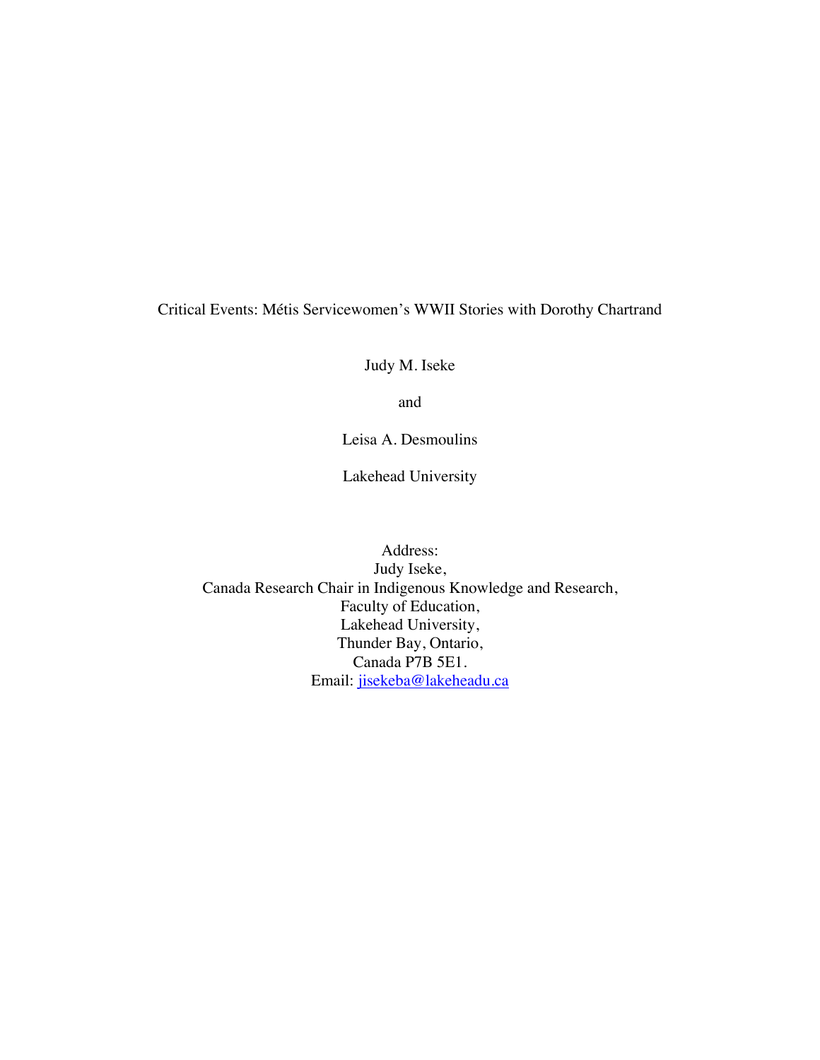# Critical Events: Métis Servicewomen's WWII Stories with Dorothy Chartrand

Judy M. Iseke

and

Leisa A. Desmoulins

Lakehead University

Address:
Judy Iseke,
Canada Research Chair in Indigenous Knowledge and Research,
Faculty of Education,
Lakehead University,
Thunder Bay, Ontario,
Canada P7B 5E1.
Email: jisekeba@lakeheadu.ca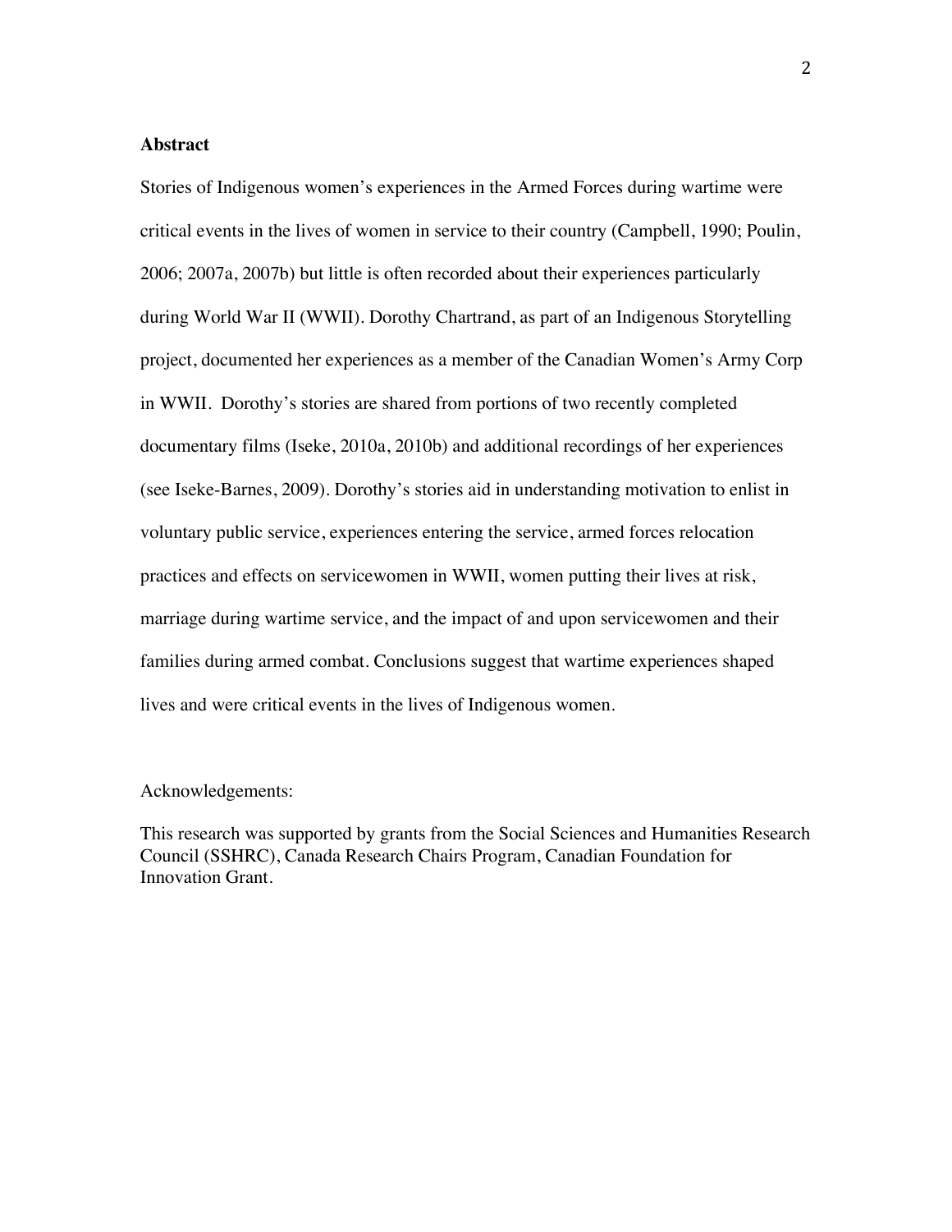## Abstract

Stories of Indigenous women's experiences in the Armed Forces during wartime were critical events in the lives of women in service to their country (Campbell, 1990; Poulin, 2006; 2007a, 2007b) but little is often recorded about their experiences particularly during World War II (WWII). Dorothy Chartrand, as part of an Indigenous Storytelling project, documented her experiences as a member of the Canadian Women's Army Corp in WWII. Dorothy's stories are shared from portions of two recently completed documentary films (Iseke, 2010a, 2010b) and additional recordings of her experiences (see Iseke-Barnes, 2009). Dorothy's stories aid in understanding motivation to enlist in voluntary public service, experiences entering the service, armed forces relocation practices and effects on servicewomen in WWII, women putting their lives at risk, marriage during wartime service, and the impact of and upon servicewomen and their families during armed combat. Conclusions suggest that wartime experiences shaped lives and were critical events in the lives of Indigenous women.

Acknowledgements:

This research was supported by grants from the Social Sciences and Humanities Research Council (SSHRC), Canada Research Chairs Program, Canadian Foundation for Innovation Grant.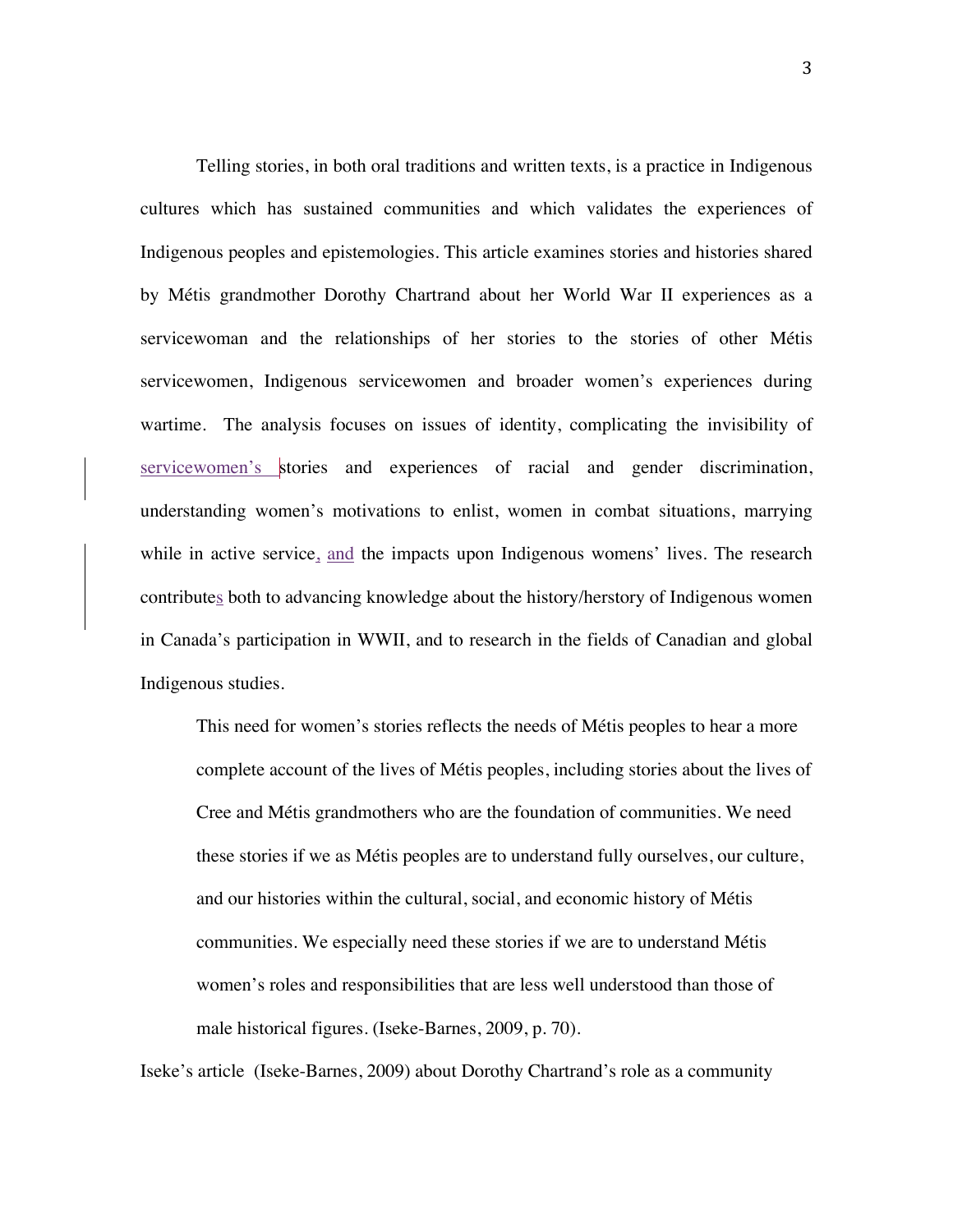Telling stories, in both oral traditions and written texts, is a practice in Indigenous cultures which has sustained communities and which validates the experiences of Indigenous peoples and epistemologies. This article examines stories and histories shared by Métis grandmother Dorothy Chartrand about her World War II experiences as a servicewoman and the relationships of her stories to the stories of other Métis servicewomen, Indigenous servicewomen and broader women's experiences during wartime. The analysis focuses on issues of identity, complicating the invisibility of servicewomen's stories and experiences of racial and gender discrimination, understanding women's motivations to enlist, women in combat situations, marrying while in active service, and the impacts upon Indigenous womens' lives. The research contributes both to advancing knowledge about the history/herstory of Indigenous women in Canada's participation in WWII, and to research in the fields of Canadian and global Indigenous studies.

> This need for women's stories reflects the needs of Métis peoples to hear a more complete account of the lives of Métis peoples, including stories about the lives of Cree and Métis grandmothers who are the foundation of communities. We need these stories if we as Métis peoples are to understand fully ourselves, our culture, and our histories within the cultural, social, and economic history of Métis communities. We especially need these stories if we are to understand Métis women's roles and responsibilities that are less well understood than those of male historical figures. (Iseke-Barnes, 2009, p. 70).

Iseke's article (Iseke-Barnes, 2009) about Dorothy Chartrand's role as a community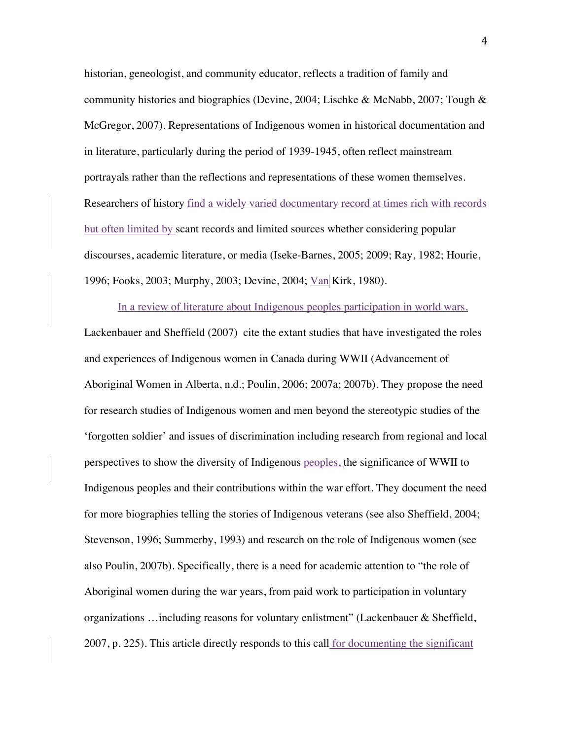historian, geneologist, and community educator, reflects a tradition of family and community histories and biographies (Devine, 2004; Lischke & McNabb, 2007; Tough & McGregor, 2007). Representations of Indigenous women in historical documentation and in literature, particularly during the period of 1939-1945, often reflect mainstream portrayals rather than the reflections and representations of these women themselves. Researchers of history find a widely varied documentary record at times rich with records but often limited by scant records and limited sources whether considering popular discourses, academic literature, or media (Iseke-Barnes, 2005; 2009; Ray, 1982; Hourie, 1996; Fooks, 2003; Murphy, 2003; Devine, 2004; Van Kirk, 1980).

In a review of literature about Indigenous peoples participation in world wars, Lackenbauer and Sheffield (2007) cite the extant studies that have investigated the roles and experiences of Indigenous women in Canada during WWII (Advancement of Aboriginal Women in Alberta, n.d.; Poulin, 2006; 2007a; 2007b). They propose the need for research studies of Indigenous women and men beyond the stereotypic studies of the 'forgotten soldier' and issues of discrimination including research from regional and local perspectives to show the diversity of Indigenous peoples, the significance of WWII to Indigenous peoples and their contributions within the war effort. They document the need for more biographies telling the stories of Indigenous veterans (see also Sheffield, 2004; Stevenson, 1996; Summerby, 1993) and research on the role of Indigenous women (see also Poulin, 2007b). Specifically, there is a need for academic attention to "the role of Aboriginal women during the war years, from paid work to participation in voluntary organizations …including reasons for voluntary enlistment" (Lackenbauer & Sheffield, 2007, p. 225). This article directly responds to this call for documenting the significant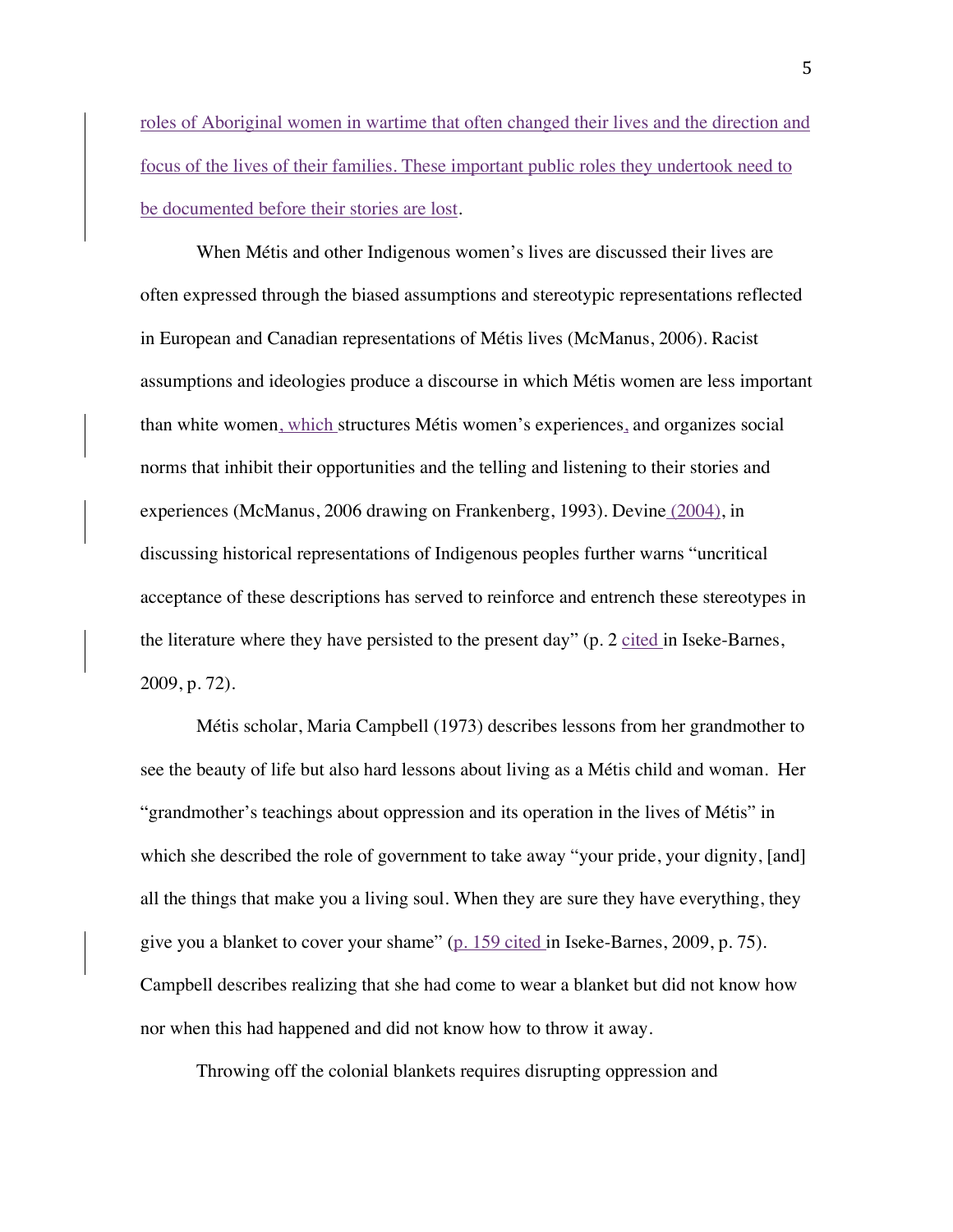roles of Aboriginal women in wartime that often changed their lives and the direction and focus of the lives of their families. These important public roles they undertook need to be documented before their stories are lost.

When Métis and other Indigenous women's lives are discussed their lives are often expressed through the biased assumptions and stereotypic representations reflected in European and Canadian representations of Métis lives (McManus, 2006). Racist assumptions and ideologies produce a discourse in which Métis women are less important than white women, which structures Métis women's experiences, and organizes social norms that inhibit their opportunities and the telling and listening to their stories and experiences (McManus, 2006 drawing on Frankenberg, 1993). Devine (2004), in discussing historical representations of Indigenous peoples further warns "uncritical acceptance of these descriptions has served to reinforce and entrench these stereotypes in the literature where they have persisted to the present day" (p. 2 cited in Iseke-Barnes, 2009, p. 72).

Métis scholar, Maria Campbell (1973) describes lessons from her grandmother to see the beauty of life but also hard lessons about living as a Métis child and woman. Her "grandmother's teachings about oppression and its operation in the lives of Métis" in which she described the role of government to take away "your pride, your dignity, [and] all the things that make you a living soul. When they are sure they have everything, they give you a blanket to cover your shame" (p. 159 cited in Iseke-Barnes, 2009, p. 75). Campbell describes realizing that she had come to wear a blanket but did not know how nor when this had happened and did not know how to throw it away.

Throwing off the colonial blankets requires disrupting oppression and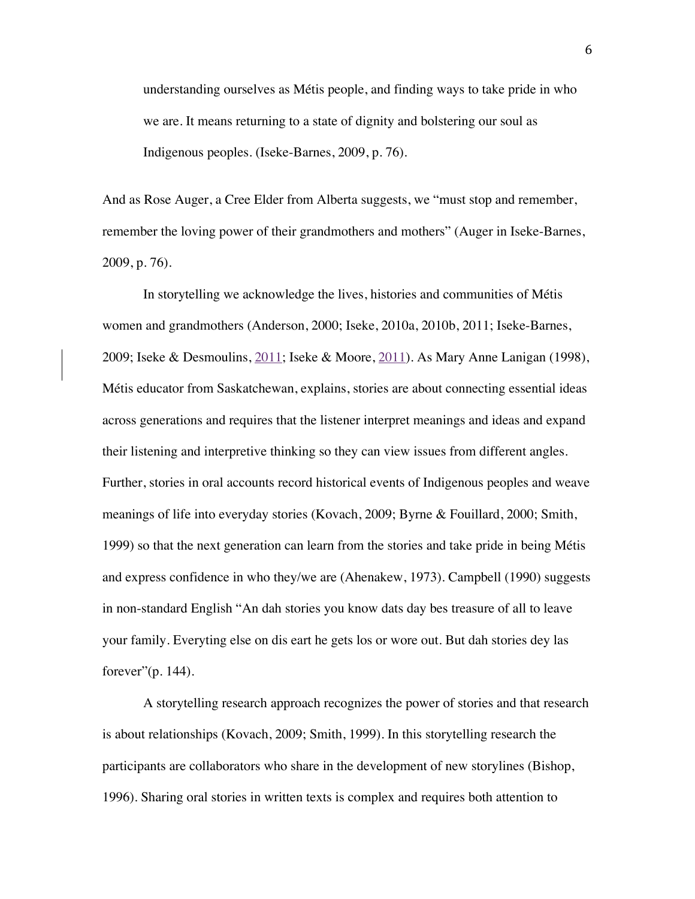> understanding ourselves as Métis people, and finding ways to take pride in who we are. It means returning to a state of dignity and bolstering our soul as Indigenous peoples. (Iseke-Barnes, 2009, p. 76).

And as Rose Auger, a Cree Elder from Alberta suggests, we "must stop and remember, remember the loving power of their grandmothers and mothers" (Auger in Iseke-Barnes, 2009, p. 76).

In storytelling we acknowledge the lives, histories and communities of Métis women and grandmothers (Anderson, 2000; Iseke, 2010a, 2010b, 2011; Iseke-Barnes, 2009; Iseke & Desmoulins, 2011; Iseke & Moore, 2011). As Mary Anne Lanigan (1998), Métis educator from Saskatchewan, explains, stories are about connecting essential ideas across generations and requires that the listener interpret meanings and ideas and expand their listening and interpretive thinking so they can view issues from different angles. Further, stories in oral accounts record historical events of Indigenous peoples and weave meanings of life into everyday stories (Kovach, 2009; Byrne & Fouillard, 2000; Smith, 1999) so that the next generation can learn from the stories and take pride in being Métis and express confidence in who they/we are (Ahenakew, 1973). Campbell (1990) suggests in non-standard English "An dah stories you know dats day bes treasure of all to leave your family. Everyting else on dis eart he gets los or wore out. But dah stories dey las forever"(p. 144).

A storytelling research approach recognizes the power of stories and that research is about relationships (Kovach, 2009; Smith, 1999). In this storytelling research the participants are collaborators who share in the development of new storylines (Bishop, 1996). Sharing oral stories in written texts is complex and requires both attention to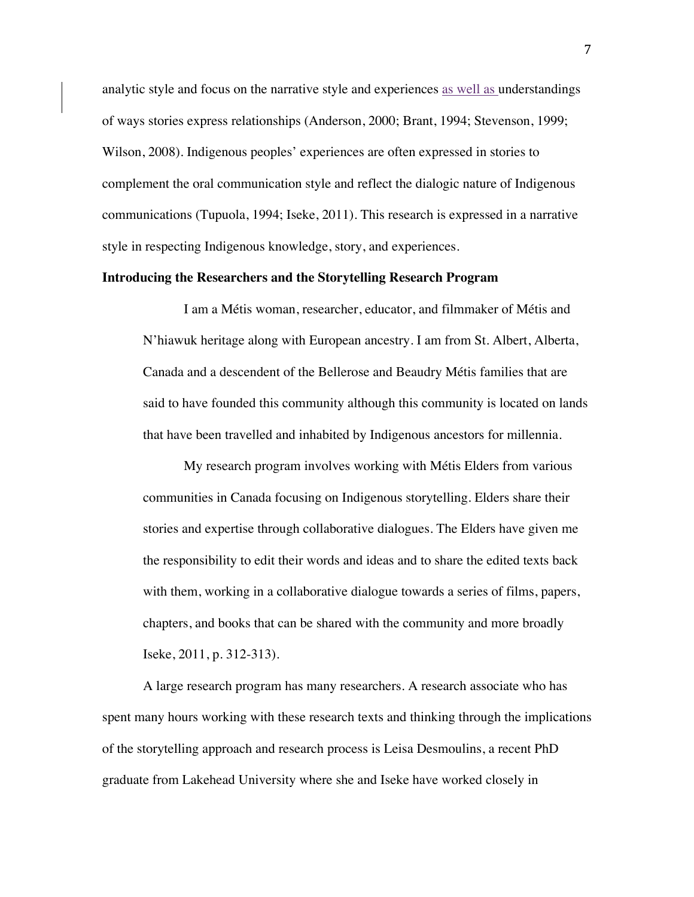analytic style and focus on the narrative style and experiences as well as understandings of ways stories express relationships (Anderson, 2000; Brant, 1994; Stevenson, 1999; Wilson, 2008). Indigenous peoples' experiences are often expressed in stories to complement the oral communication style and reflect the dialogic nature of Indigenous communications (Tupuola, 1994; Iseke, 2011). This research is expressed in a narrative style in respecting Indigenous knowledge, story, and experiences.

**Introducing the Researchers and the Storytelling Research Program**

> I am a Métis woman, researcher, educator, and filmmaker of Métis and N'hiawuk heritage along with European ancestry. I am from St. Albert, Alberta, Canada and a descendent of the Bellerose and Beaudry Métis families that are said to have founded this community although this community is located on lands that have been travelled and inhabited by Indigenous ancestors for millennia.
>
> My research program involves working with Métis Elders from various communities in Canada focusing on Indigenous storytelling. Elders share their stories and expertise through collaborative dialogues. The Elders have given me the responsibility to edit their words and ideas and to share the edited texts back with them, working in a collaborative dialogue towards a series of films, papers, chapters, and books that can be shared with the community and more broadly Iseke, 2011, p. 312-313).

A large research program has many researchers. A research associate who has spent many hours working with these research texts and thinking through the implications of the storytelling approach and research process is Leisa Desmoulins, a recent PhD graduate from Lakehead University where she and Iseke have worked closely in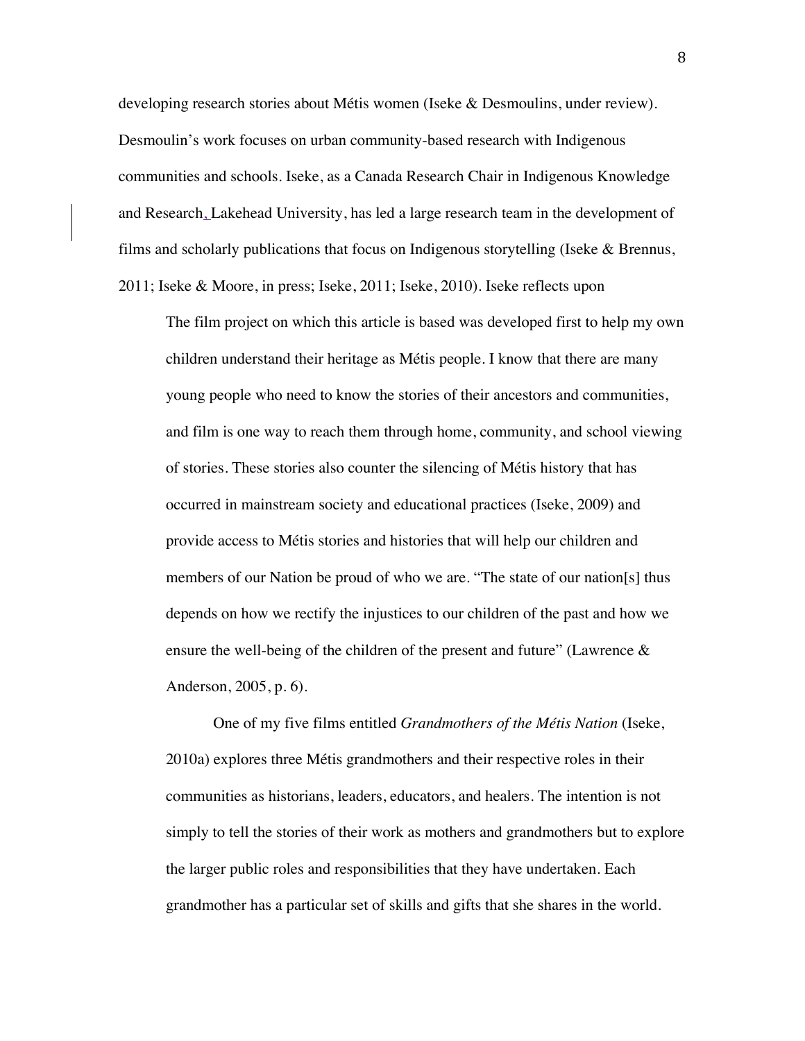developing research stories about Métis women (Iseke & Desmoulins, under review). Desmoulin's work focuses on urban community-based research with Indigenous communities and schools. Iseke, as a Canada Research Chair in Indigenous Knowledge and Research, Lakehead University, has led a large research team in the development of films and scholarly publications that focus on Indigenous storytelling (Iseke & Brennus, 2011; Iseke & Moore, in press; Iseke, 2011; Iseke, 2010). Iseke reflects upon

> The film project on which this article is based was developed first to help my own children understand their heritage as Métis people. I know that there are many young people who need to know the stories of their ancestors and communities, and film is one way to reach them through home, community, and school viewing of stories. These stories also counter the silencing of Métis history that has occurred in mainstream society and educational practices (Iseke, 2009) and provide access to Métis stories and histories that will help our children and members of our Nation be proud of who we are. "The state of our nation[s] thus depends on how we rectify the injustices to our children of the past and how we ensure the well-being of the children of the present and future" (Lawrence & Anderson, 2005, p. 6).
>
> One of my five films entitled *Grandmothers of the Métis Nation* (Iseke, 2010a) explores three Métis grandmothers and their respective roles in their communities as historians, leaders, educators, and healers. The intention is not simply to tell the stories of their work as mothers and grandmothers but to explore the larger public roles and responsibilities that they have undertaken. Each grandmother has a particular set of skills and gifts that she shares in the world.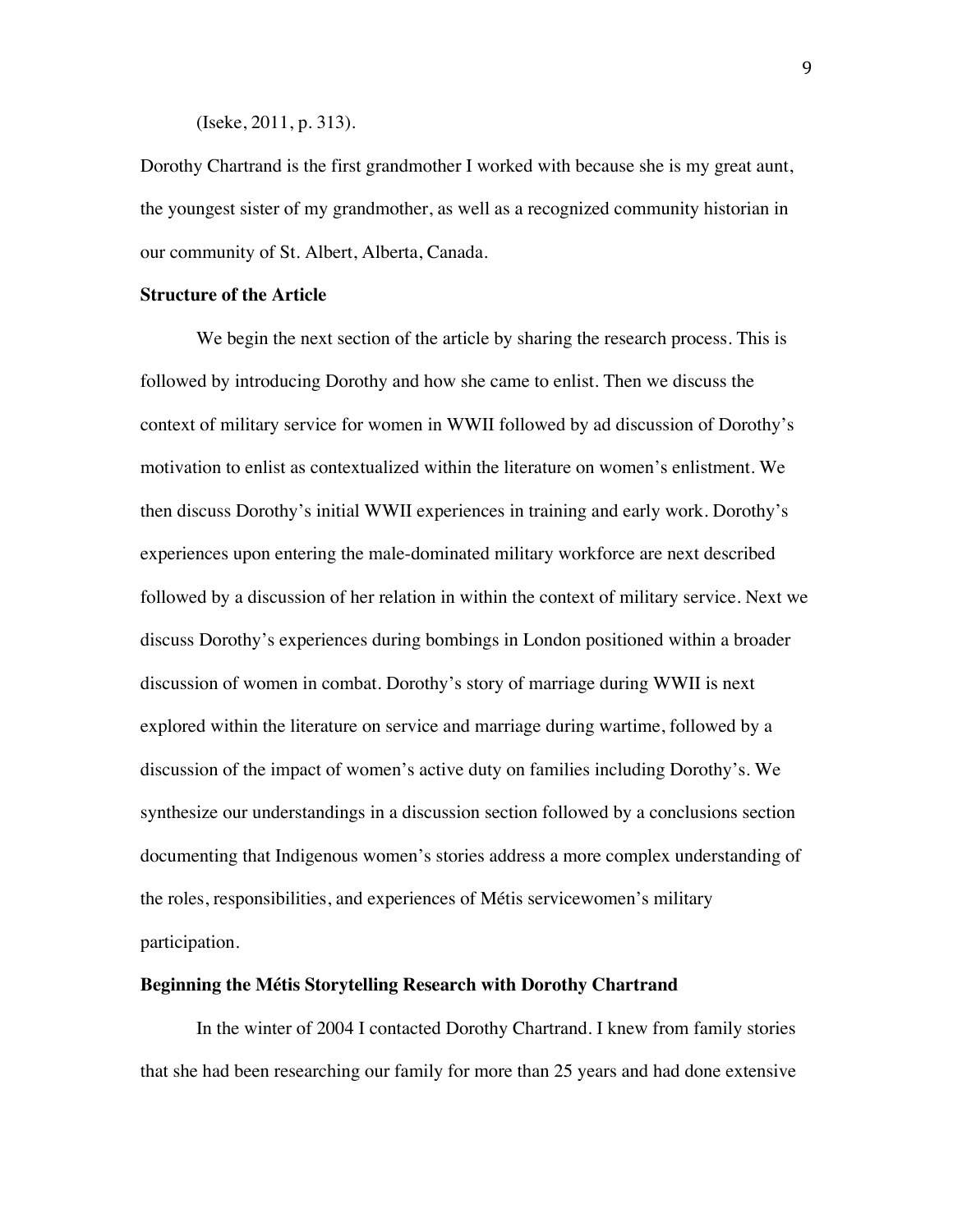(Iseke, 2011, p. 313).

Dorothy Chartrand is the first grandmother I worked with because she is my great aunt, the youngest sister of my grandmother, as well as a recognized community historian in our community of St. Albert, Alberta, Canada.

**Structure of the Article**

We begin the next section of the article by sharing the research process. This is followed by introducing Dorothy and how she came to enlist. Then we discuss the context of military service for women in WWII followed by ad discussion of Dorothy's motivation to enlist as contextualized within the literature on women's enlistment. We then discuss Dorothy's initial WWII experiences in training and early work. Dorothy's experiences upon entering the male-dominated military workforce are next described followed by a discussion of her relation in within the context of military service. Next we discuss Dorothy's experiences during bombings in London positioned within a broader discussion of women in combat. Dorothy's story of marriage during WWII is next explored within the literature on service and marriage during wartime, followed by a discussion of the impact of women's active duty on families including Dorothy's. We synthesize our understandings in a discussion section followed by a conclusions section documenting that Indigenous women's stories address a more complex understanding of the roles, responsibilities, and experiences of Métis servicewomen's military participation.

**Beginning the Métis Storytelling Research with Dorothy Chartrand**

In the winter of 2004 I contacted Dorothy Chartrand. I knew from family stories that she had been researching our family for more than 25 years and had done extensive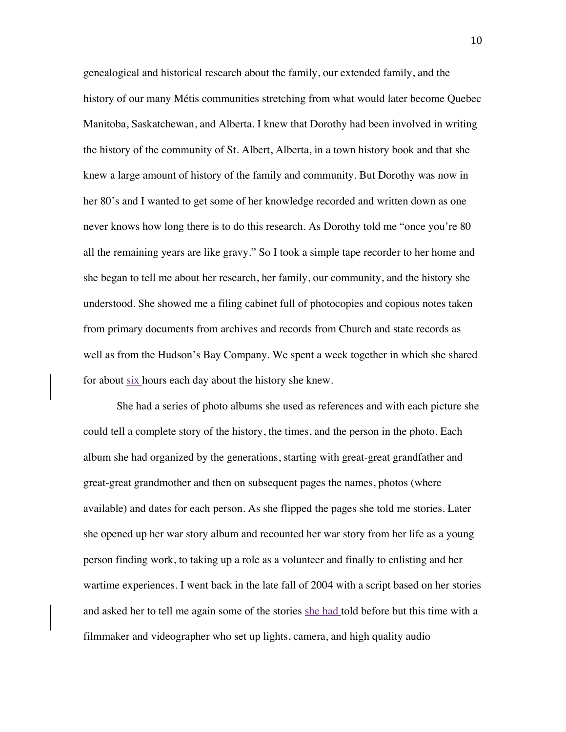genealogical and historical research about the family, our extended family, and the history of our many Métis communities stretching from what would later become Quebec Manitoba, Saskatchewan, and Alberta. I knew that Dorothy had been involved in writing the history of the community of St. Albert, Alberta, in a town history book and that she knew a large amount of history of the family and community. But Dorothy was now in her 80's and I wanted to get some of her knowledge recorded and written down as one never knows how long there is to do this research. As Dorothy told me "once you're 80 all the remaining years are like gravy." So I took a simple tape recorder to her home and she began to tell me about her research, her family, our community, and the history she understood. She showed me a filing cabinet full of photocopies and copious notes taken from primary documents from archives and records from Church and state records as well as from the Hudson's Bay Company. We spent a week together in which she shared for about six hours each day about the history she knew.

She had a series of photo albums she used as references and with each picture she could tell a complete story of the history, the times, and the person in the photo. Each album she had organized by the generations, starting with great-great grandfather and great-great grandmother and then on subsequent pages the names, photos (where available) and dates for each person. As she flipped the pages she told me stories. Later she opened up her war story album and recounted her war story from her life as a young person finding work, to taking up a role as a volunteer and finally to enlisting and her wartime experiences. I went back in the late fall of 2004 with a script based on her stories and asked her to tell me again some of the stories she had told before but this time with a filmmaker and videographer who set up lights, camera, and high quality audio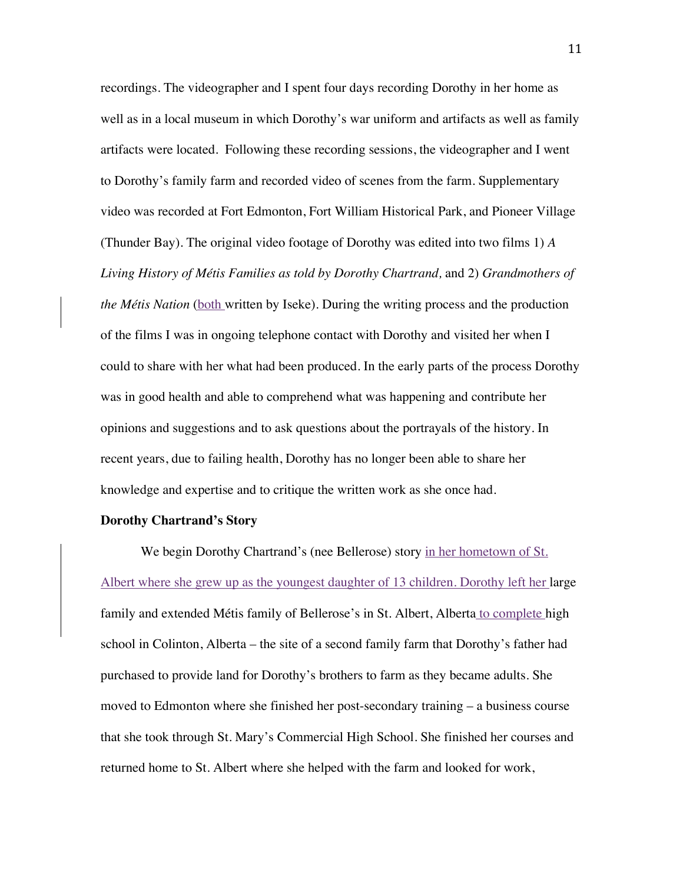recordings. The videographer and I spent four days recording Dorothy in her home as well as in a local museum in which Dorothy's war uniform and artifacts as well as family artifacts were located. Following these recording sessions, the videographer and I went to Dorothy's family farm and recorded video of scenes from the farm. Supplementary video was recorded at Fort Edmonton, Fort William Historical Park, and Pioneer Village (Thunder Bay). The original video footage of Dorothy was edited into two films 1) *A Living History of Métis Families as told by Dorothy Chartrand,* and 2) *Grandmothers of the Métis Nation* (both written by Iseke). During the writing process and the production of the films I was in ongoing telephone contact with Dorothy and visited her when I could to share with her what had been produced. In the early parts of the process Dorothy was in good health and able to comprehend what was happening and contribute her opinions and suggestions and to ask questions about the portrayals of the history. In recent years, due to failing health, Dorothy has no longer been able to share her knowledge and expertise and to critique the written work as she once had.

**Dorothy Chartrand's Story**

We begin Dorothy Chartrand's (nee Bellerose) story in her hometown of St. Albert where she grew up as the youngest daughter of 13 children. Dorothy left her large family and extended Métis family of Bellerose's in St. Albert, Alberta to complete high school in Colinton, Alberta – the site of a second family farm that Dorothy's father had purchased to provide land for Dorothy's brothers to farm as they became adults. She moved to Edmonton where she finished her post-secondary training – a business course that she took through St. Mary's Commercial High School. She finished her courses and returned home to St. Albert where she helped with the farm and looked for work,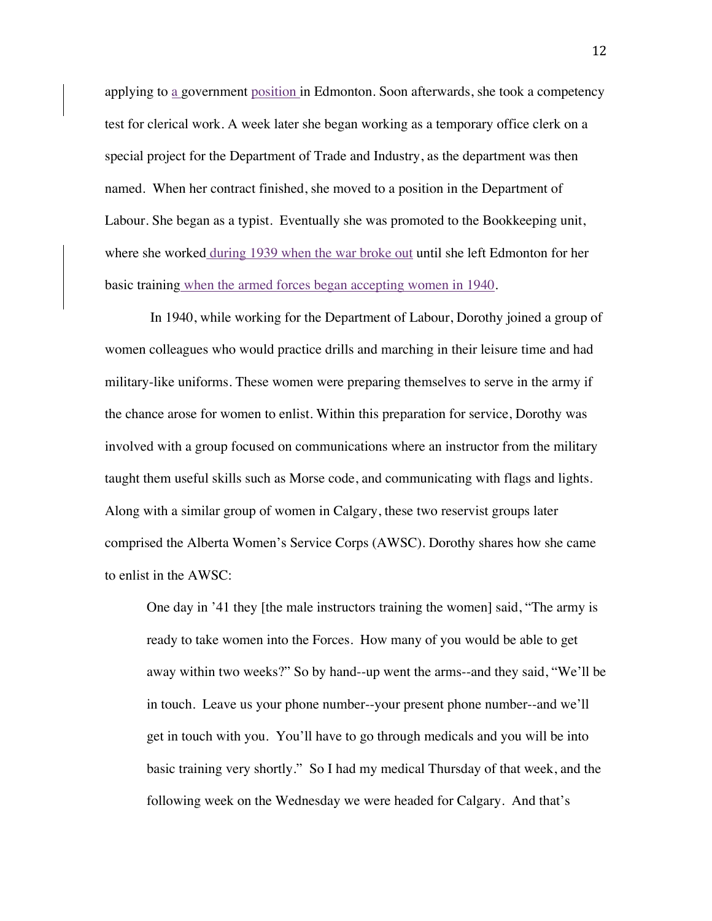applying to a government position in Edmonton. Soon afterwards, she took a competency test for clerical work. A week later she began working as a temporary office clerk on a special project for the Department of Trade and Industry, as the department was then named. When her contract finished, she moved to a position in the Department of Labour. She began as a typist. Eventually she was promoted to the Bookkeeping unit, where she worked during 1939 when the war broke out until she left Edmonton for her basic training when the armed forces began accepting women in 1940.

In 1940, while working for the Department of Labour, Dorothy joined a group of women colleagues who would practice drills and marching in their leisure time and had military-like uniforms. These women were preparing themselves to serve in the army if the chance arose for women to enlist. Within this preparation for service, Dorothy was involved with a group focused on communications where an instructor from the military taught them useful skills such as Morse code, and communicating with flags and lights. Along with a similar group of women in Calgary, these two reservist groups later comprised the Alberta Women's Service Corps (AWSC). Dorothy shares how she came to enlist in the AWSC:

> One day in '41 they [the male instructors training the women] said, "The army is ready to take women into the Forces. How many of you would be able to get away within two weeks?" So by hand--up went the arms--and they said, "We'll be in touch. Leave us your phone number--your present phone number--and we'll get in touch with you. You'll have to go through medicals and you will be into basic training very shortly." So I had my medical Thursday of that week, and the following week on the Wednesday we were headed for Calgary. And that's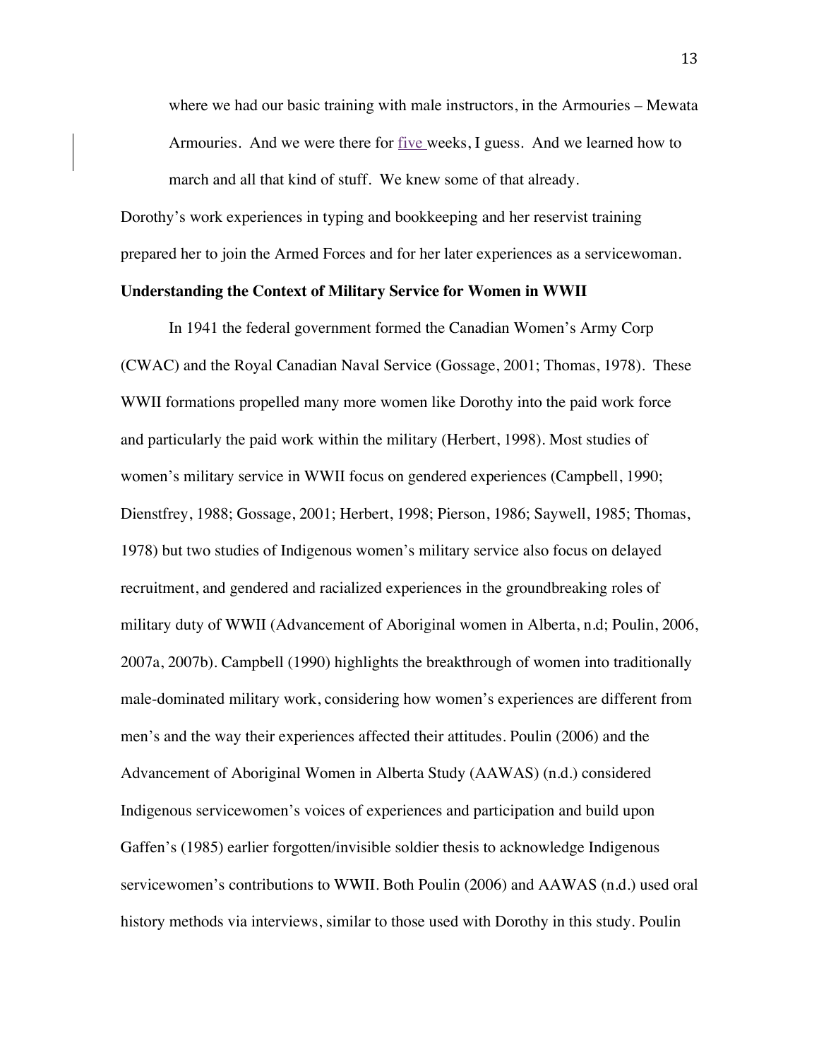where we had our basic training with male instructors, in the Armouries – Mewata Armouries. And we were there for five weeks, I guess. And we learned how to march and all that kind of stuff. We knew some of that already.

Dorothy's work experiences in typing and bookkeeping and her reservist training prepared her to join the Armed Forces and for her later experiences as a servicewoman.

**Understanding the Context of Military Service for Women in WWII**

In 1941 the federal government formed the Canadian Women's Army Corp (CWAC) and the Royal Canadian Naval Service (Gossage, 2001; Thomas, 1978). These WWII formations propelled many more women like Dorothy into the paid work force and particularly the paid work within the military (Herbert, 1998). Most studies of women's military service in WWII focus on gendered experiences (Campbell, 1990; Dienstfrey, 1988; Gossage, 2001; Herbert, 1998; Pierson, 1986; Saywell, 1985; Thomas, 1978) but two studies of Indigenous women's military service also focus on delayed recruitment, and gendered and racialized experiences in the groundbreaking roles of military duty of WWII (Advancement of Aboriginal women in Alberta, n.d; Poulin, 2006, 2007a, 2007b). Campbell (1990) highlights the breakthrough of women into traditionally male-dominated military work, considering how women's experiences are different from men's and the way their experiences affected their attitudes. Poulin (2006) and the Advancement of Aboriginal Women in Alberta Study (AAWAS) (n.d.) considered Indigenous servicewomen's voices of experiences and participation and build upon Gaffen's (1985) earlier forgotten/invisible soldier thesis to acknowledge Indigenous servicewomen's contributions to WWII. Both Poulin (2006) and AAWAS (n.d.) used oral history methods via interviews, similar to those used with Dorothy in this study. Poulin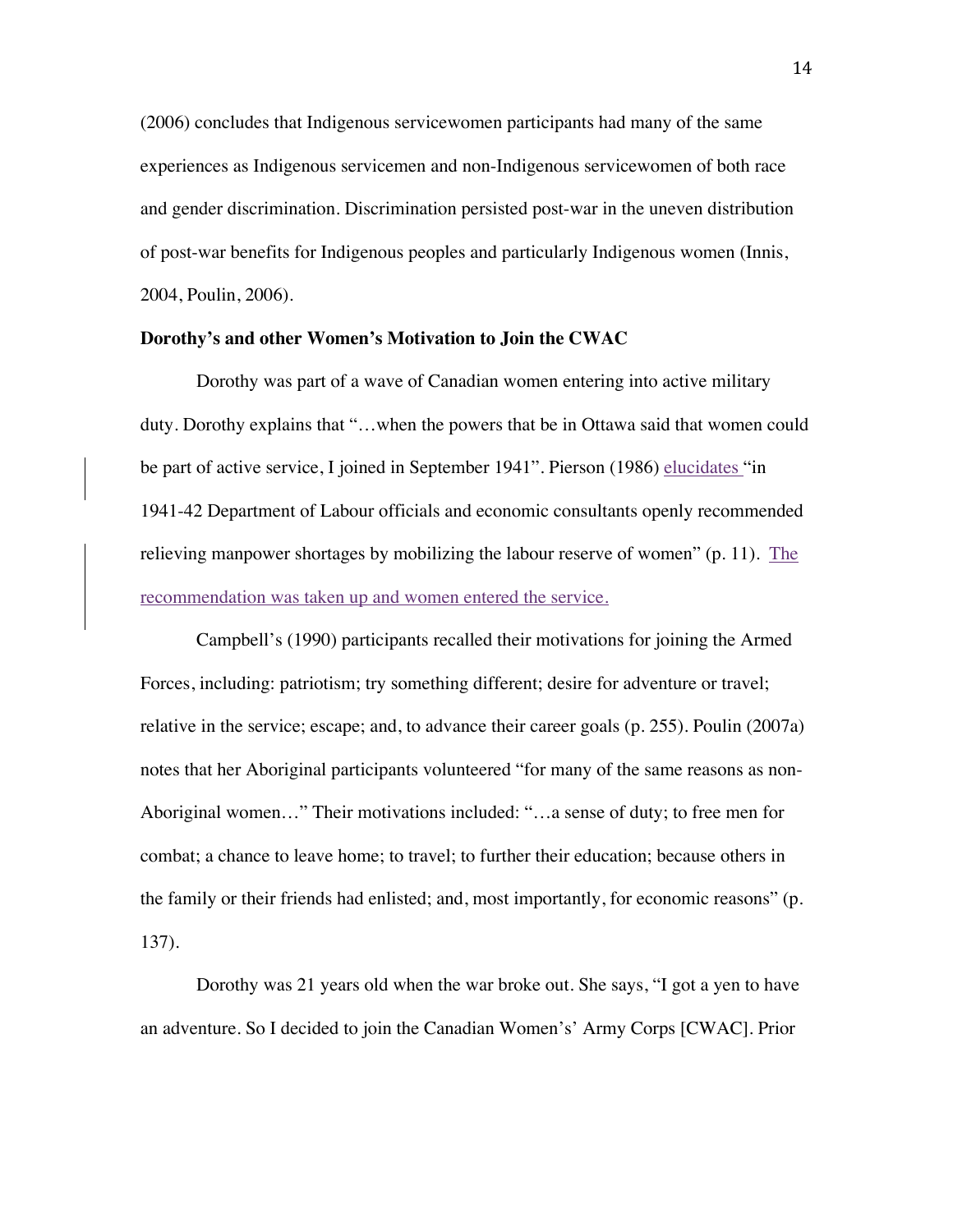(2006) concludes that Indigenous servicewomen participants had many of the same experiences as Indigenous servicemen and non-Indigenous servicewomen of both race and gender discrimination. Discrimination persisted post-war in the uneven distribution of post-war benefits for Indigenous peoples and particularly Indigenous women (Innis, 2004, Poulin, 2006).

**Dorothy's and other Women's Motivation to Join the CWAC**

Dorothy was part of a wave of Canadian women entering into active military duty. Dorothy explains that "…when the powers that be in Ottawa said that women could be part of active service, I joined in September 1941". Pierson (1986) elucidates "in 1941-42 Department of Labour officials and economic consultants openly recommended relieving manpower shortages by mobilizing the labour reserve of women" (p. 11). The recommendation was taken up and women entered the service.

Campbell's (1990) participants recalled their motivations for joining the Armed Forces, including: patriotism; try something different; desire for adventure or travel; relative in the service; escape; and, to advance their career goals (p. 255). Poulin (2007a) notes that her Aboriginal participants volunteered "for many of the same reasons as non-Aboriginal women…" Their motivations included: "…a sense of duty; to free men for combat; a chance to leave home; to travel; to further their education; because others in the family or their friends had enlisted; and, most importantly, for economic reasons" (p. 137).

Dorothy was 21 years old when the war broke out. She says, "I got a yen to have an adventure. So I decided to join the Canadian Women's' Army Corps [CWAC]. Prior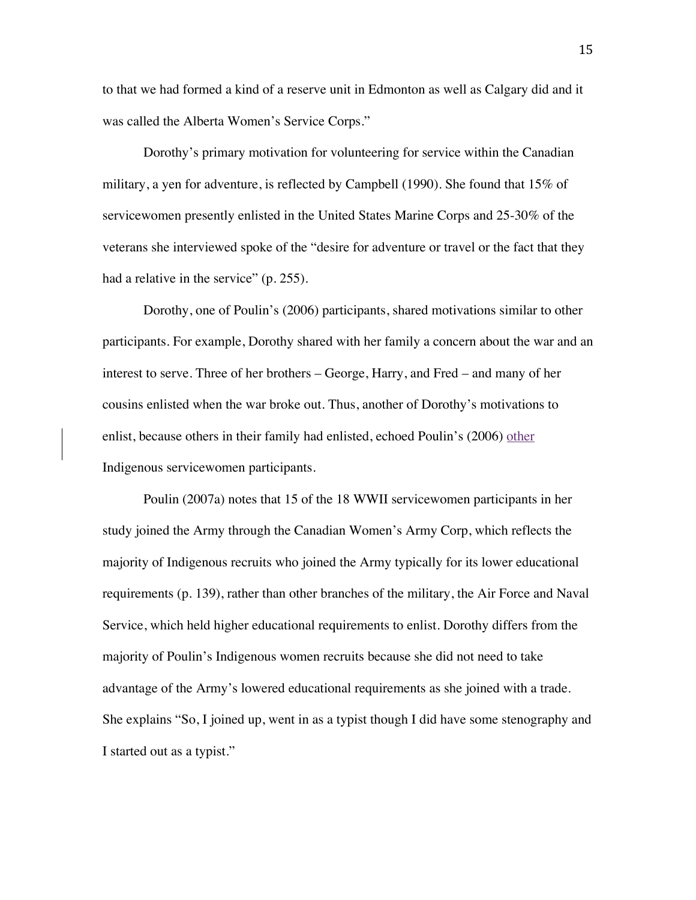to that we had formed a kind of a reserve unit in Edmonton as well as Calgary did and it was called the Alberta Women's Service Corps."

Dorothy's primary motivation for volunteering for service within the Canadian military, a yen for adventure, is reflected by Campbell (1990). She found that 15% of servicewomen presently enlisted in the United States Marine Corps and 25-30% of the veterans she interviewed spoke of the "desire for adventure or travel or the fact that they had a relative in the service" (p. 255).

Dorothy, one of Poulin's (2006) participants, shared motivations similar to other participants. For example, Dorothy shared with her family a concern about the war and an interest to serve. Three of her brothers – George, Harry, and Fred – and many of her cousins enlisted when the war broke out. Thus, another of Dorothy's motivations to enlist, because others in their family had enlisted, echoed Poulin's (2006) other Indigenous servicewomen participants.

Poulin (2007a) notes that 15 of the 18 WWII servicewomen participants in her study joined the Army through the Canadian Women's Army Corp, which reflects the majority of Indigenous recruits who joined the Army typically for its lower educational requirements (p. 139), rather than other branches of the military, the Air Force and Naval Service, which held higher educational requirements to enlist. Dorothy differs from the majority of Poulin's Indigenous women recruits because she did not need to take advantage of the Army's lowered educational requirements as she joined with a trade. She explains "So, I joined up, went in as a typist though I did have some stenography and I started out as a typist."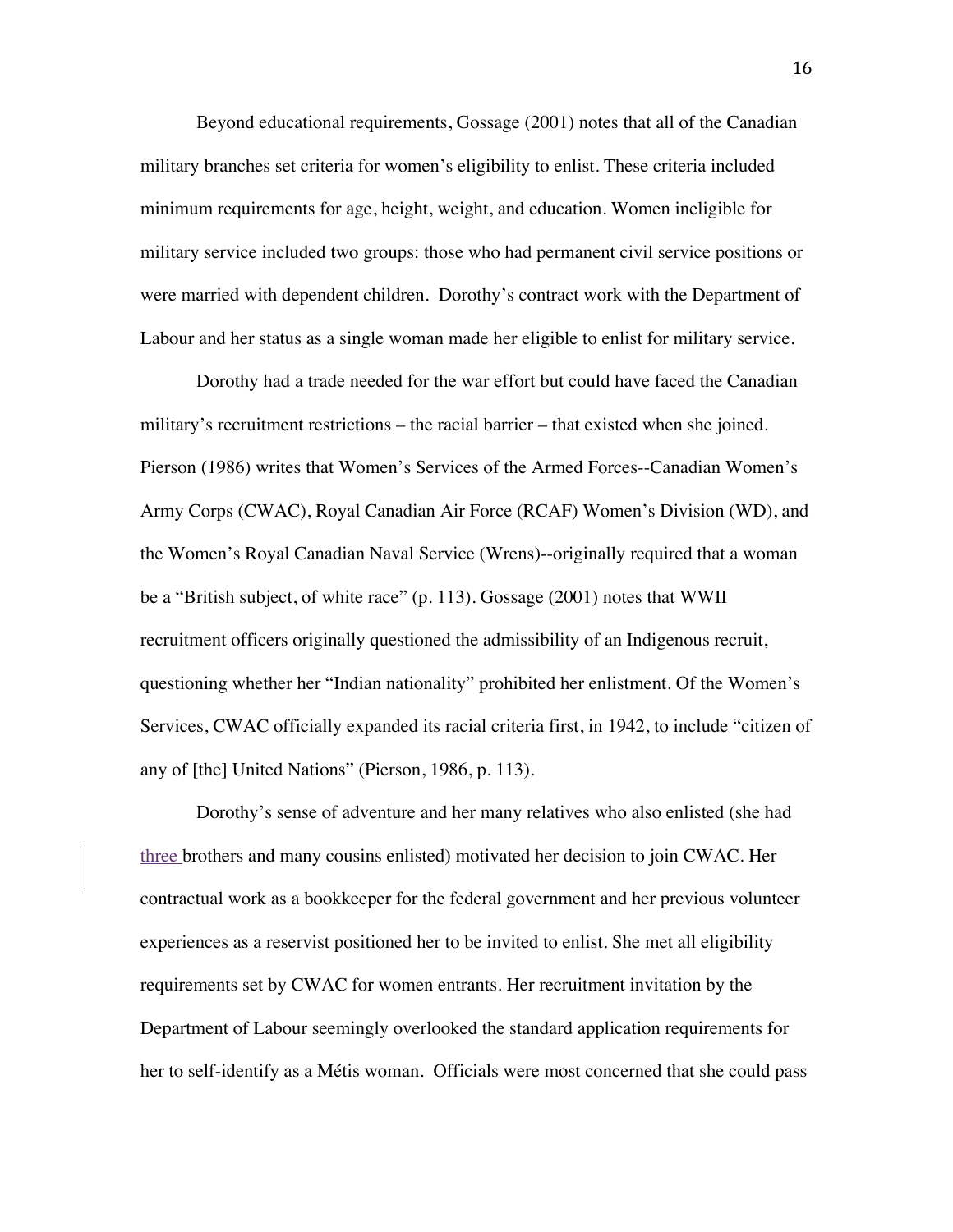Beyond educational requirements, Gossage (2001) notes that all of the Canadian military branches set criteria for women's eligibility to enlist. These criteria included minimum requirements for age, height, weight, and education. Women ineligible for military service included two groups: those who had permanent civil service positions or were married with dependent children. Dorothy's contract work with the Department of Labour and her status as a single woman made her eligible to enlist for military service.

Dorothy had a trade needed for the war effort but could have faced the Canadian military's recruitment restrictions – the racial barrier – that existed when she joined. Pierson (1986) writes that Women's Services of the Armed Forces--Canadian Women's Army Corps (CWAC), Royal Canadian Air Force (RCAF) Women's Division (WD), and the Women's Royal Canadian Naval Service (Wrens)--originally required that a woman be a "British subject, of white race" (p. 113). Gossage (2001) notes that WWII recruitment officers originally questioned the admissibility of an Indigenous recruit, questioning whether her "Indian nationality" prohibited her enlistment. Of the Women's Services, CWAC officially expanded its racial criteria first, in 1942, to include "citizen of any of [the] United Nations" (Pierson, 1986, p. 113).

Dorothy's sense of adventure and her many relatives who also enlisted (she had three brothers and many cousins enlisted) motivated her decision to join CWAC. Her contractual work as a bookkeeper for the federal government and her previous volunteer experiences as a reservist positioned her to be invited to enlist. She met all eligibility requirements set by CWAC for women entrants. Her recruitment invitation by the Department of Labour seemingly overlooked the standard application requirements for her to self-identify as a Métis woman. Officials were most concerned that she could pass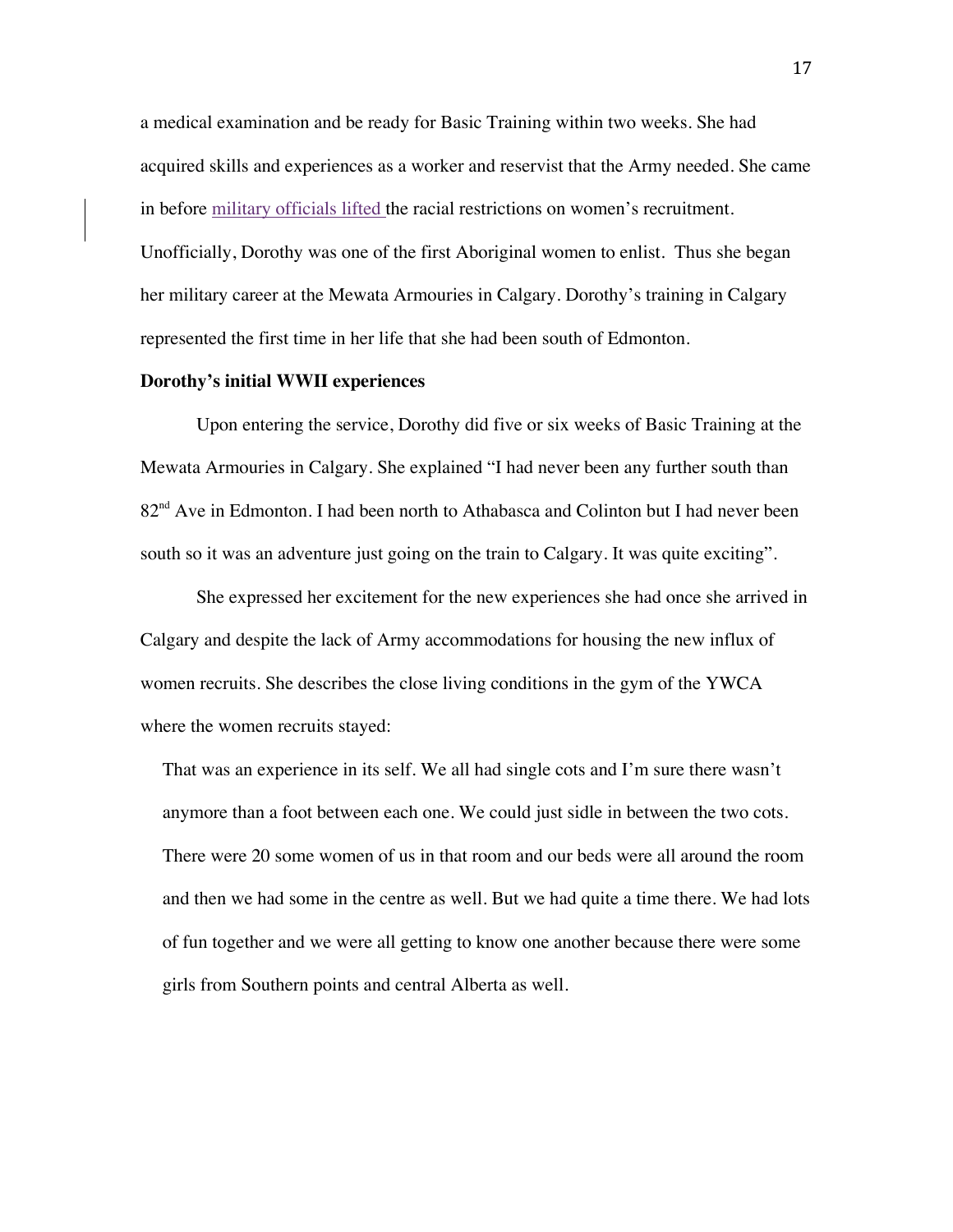a medical examination and be ready for Basic Training within two weeks. She had acquired skills and experiences as a worker and reservist that the Army needed. She came in before military officials lifted the racial restrictions on women's recruitment. Unofficially, Dorothy was one of the first Aboriginal women to enlist. Thus she began her military career at the Mewata Armouries in Calgary. Dorothy's training in Calgary represented the first time in her life that she had been south of Edmonton.

**Dorothy's initial WWII experiences**

Upon entering the service, Dorothy did five or six weeks of Basic Training at the Mewata Armouries in Calgary. She explained "I had never been any further south than 82nd Ave in Edmonton. I had been north to Athabasca and Colinton but I had never been south so it was an adventure just going on the train to Calgary. It was quite exciting".

She expressed her excitement for the new experiences she had once she arrived in Calgary and despite the lack of Army accommodations for housing the new influx of women recruits. She describes the close living conditions in the gym of the YWCA where the women recruits stayed:

> That was an experience in its self. We all had single cots and I'm sure there wasn't anymore than a foot between each one. We could just sidle in between the two cots. There were 20 some women of us in that room and our beds were all around the room and then we had some in the centre as well. But we had quite a time there. We had lots of fun together and we were all getting to know one another because there were some girls from Southern points and central Alberta as well.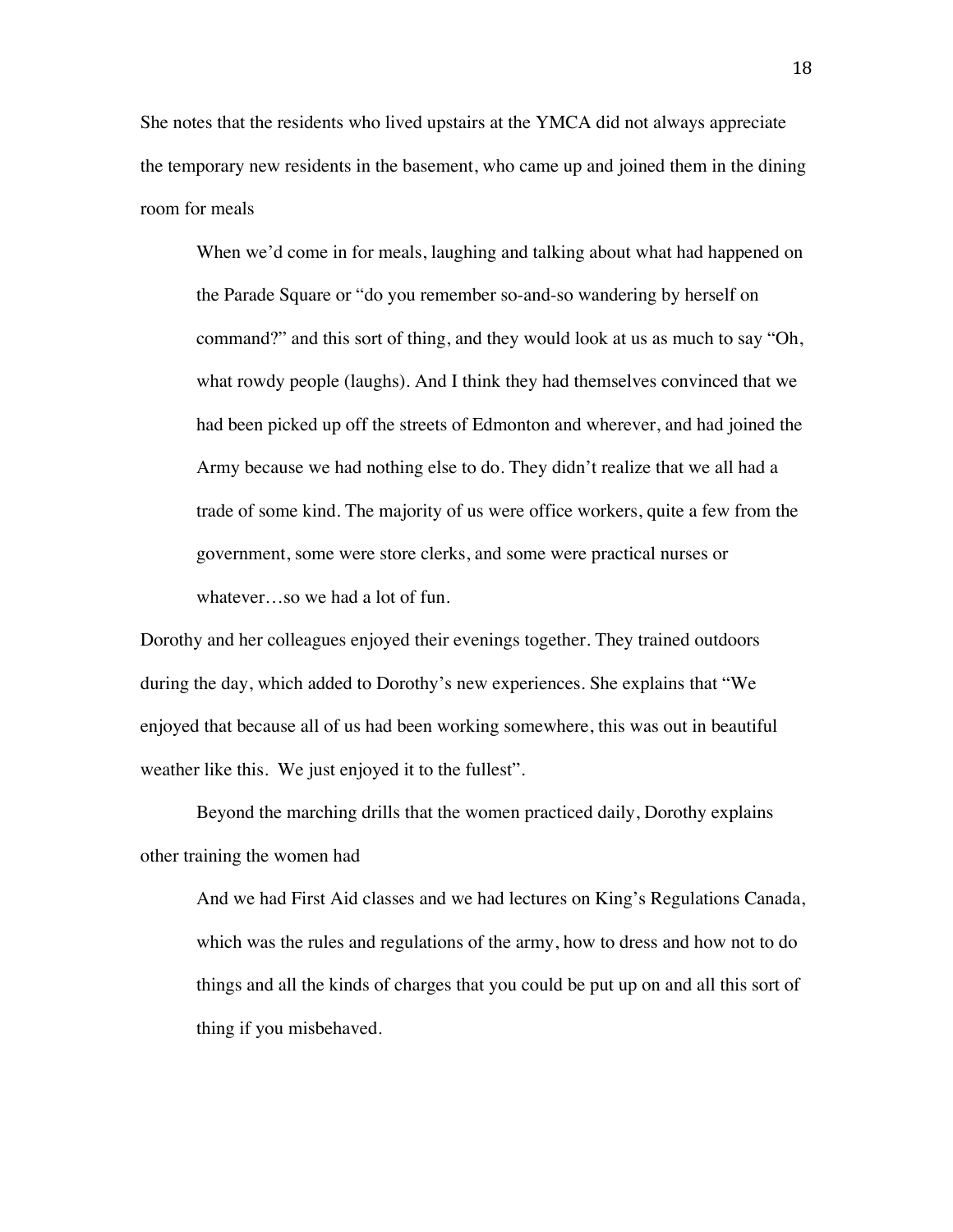She notes that the residents who lived upstairs at the YMCA did not always appreciate the temporary new residents in the basement, who came up and joined them in the dining room for meals

> When we'd come in for meals, laughing and talking about what had happened on the Parade Square or "do you remember so-and-so wandering by herself on command?" and this sort of thing, and they would look at us as much to say "Oh, what rowdy people (laughs). And I think they had themselves convinced that we had been picked up off the streets of Edmonton and wherever, and had joined the Army because we had nothing else to do. They didn't realize that we all had a trade of some kind. The majority of us were office workers, quite a few from the government, some were store clerks, and some were practical nurses or whatever…so we had a lot of fun.

Dorothy and her colleagues enjoyed their evenings together. They trained outdoors during the day, which added to Dorothy's new experiences. She explains that "We enjoyed that because all of us had been working somewhere, this was out in beautiful weather like this. We just enjoyed it to the fullest".

Beyond the marching drills that the women practiced daily, Dorothy explains other training the women had

> And we had First Aid classes and we had lectures on King's Regulations Canada, which was the rules and regulations of the army, how to dress and how not to do things and all the kinds of charges that you could be put up on and all this sort of thing if you misbehaved.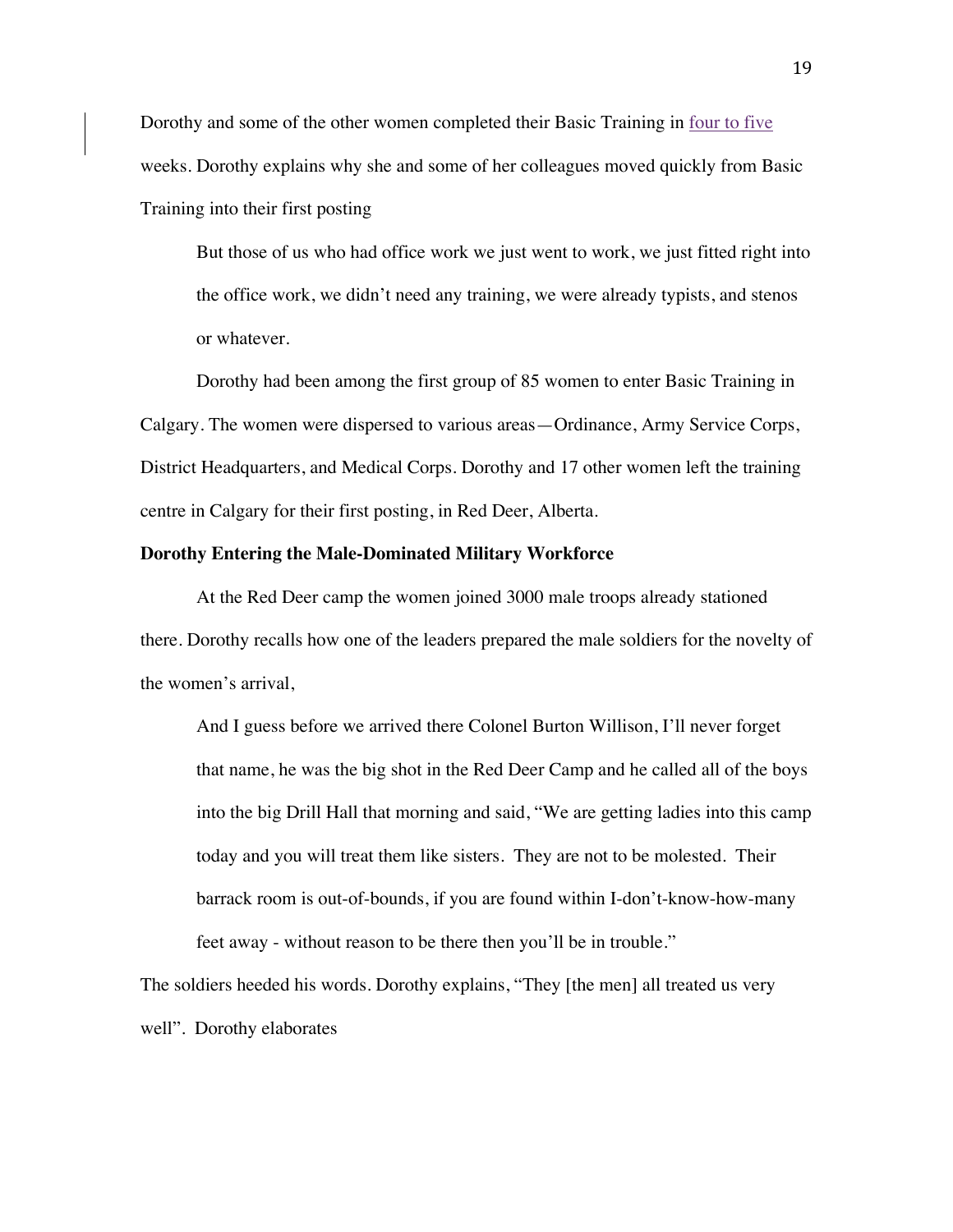Dorothy and some of the other women completed their Basic Training in four to five weeks. Dorothy explains why she and some of her colleagues moved quickly from Basic Training into their first posting

> But those of us who had office work we just went to work, we just fitted right into the office work, we didn't need any training, we were already typists, and stenos or whatever.

Dorothy had been among the first group of 85 women to enter Basic Training in Calgary. The women were dispersed to various areas—Ordinance, Army Service Corps, District Headquarters, and Medical Corps. Dorothy and 17 other women left the training centre in Calgary for their first posting, in Red Deer, Alberta.

**Dorothy Entering the Male-Dominated Military Workforce**

At the Red Deer camp the women joined 3000 male troops already stationed there. Dorothy recalls how one of the leaders prepared the male soldiers for the novelty of the women's arrival,

> And I guess before we arrived there Colonel Burton Willison, I'll never forget that name, he was the big shot in the Red Deer Camp and he called all of the boys into the big Drill Hall that morning and said, "We are getting ladies into this camp today and you will treat them like sisters. They are not to be molested. Their barrack room is out-of-bounds, if you are found within I-don't-know-how-many feet away - without reason to be there then you'll be in trouble."

The soldiers heeded his words. Dorothy explains, "They [the men] all treated us very well". Dorothy elaborates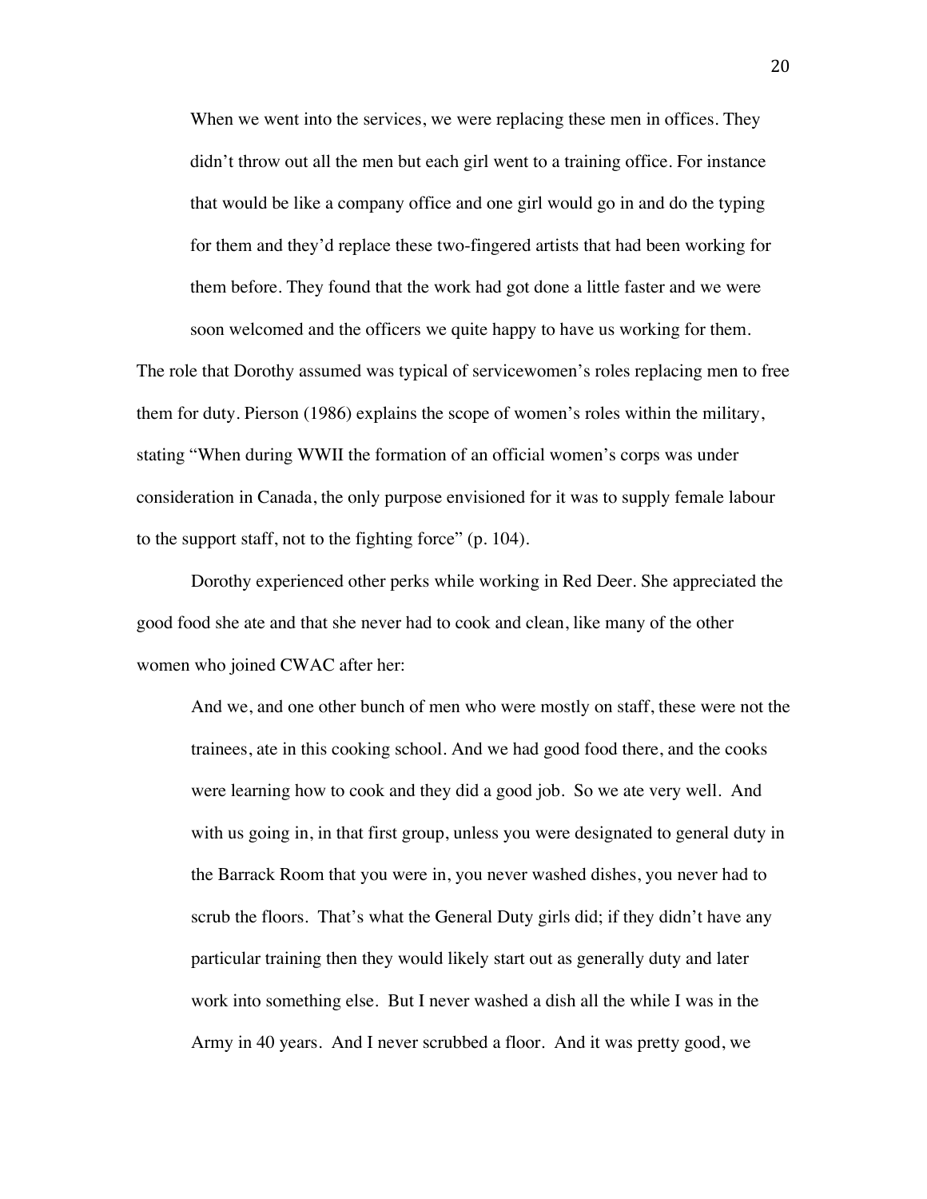> When we went into the services, we were replacing these men in offices. They didn't throw out all the men but each girl went to a training office. For instance that would be like a company office and one girl would go in and do the typing for them and they'd replace these two-fingered artists that had been working for them before. They found that the work had got done a little faster and we were soon welcomed and the officers we quite happy to have us working for them.

The role that Dorothy assumed was typical of servicewomen's roles replacing men to free them for duty. Pierson (1986) explains the scope of women's roles within the military, stating "When during WWII the formation of an official women's corps was under consideration in Canada, the only purpose envisioned for it was to supply female labour to the support staff, not to the fighting force" (p. 104).

Dorothy experienced other perks while working in Red Deer. She appreciated the good food she ate and that she never had to cook and clean, like many of the other women who joined CWAC after her:

> And we, and one other bunch of men who were mostly on staff, these were not the trainees, ate in this cooking school. And we had good food there, and the cooks were learning how to cook and they did a good job. So we ate very well. And with us going in, in that first group, unless you were designated to general duty in the Barrack Room that you were in, you never washed dishes, you never had to scrub the floors. That's what the General Duty girls did; if they didn't have any particular training then they would likely start out as generally duty and later work into something else. But I never washed a dish all the while I was in the Army in 40 years. And I never scrubbed a floor. And it was pretty good, we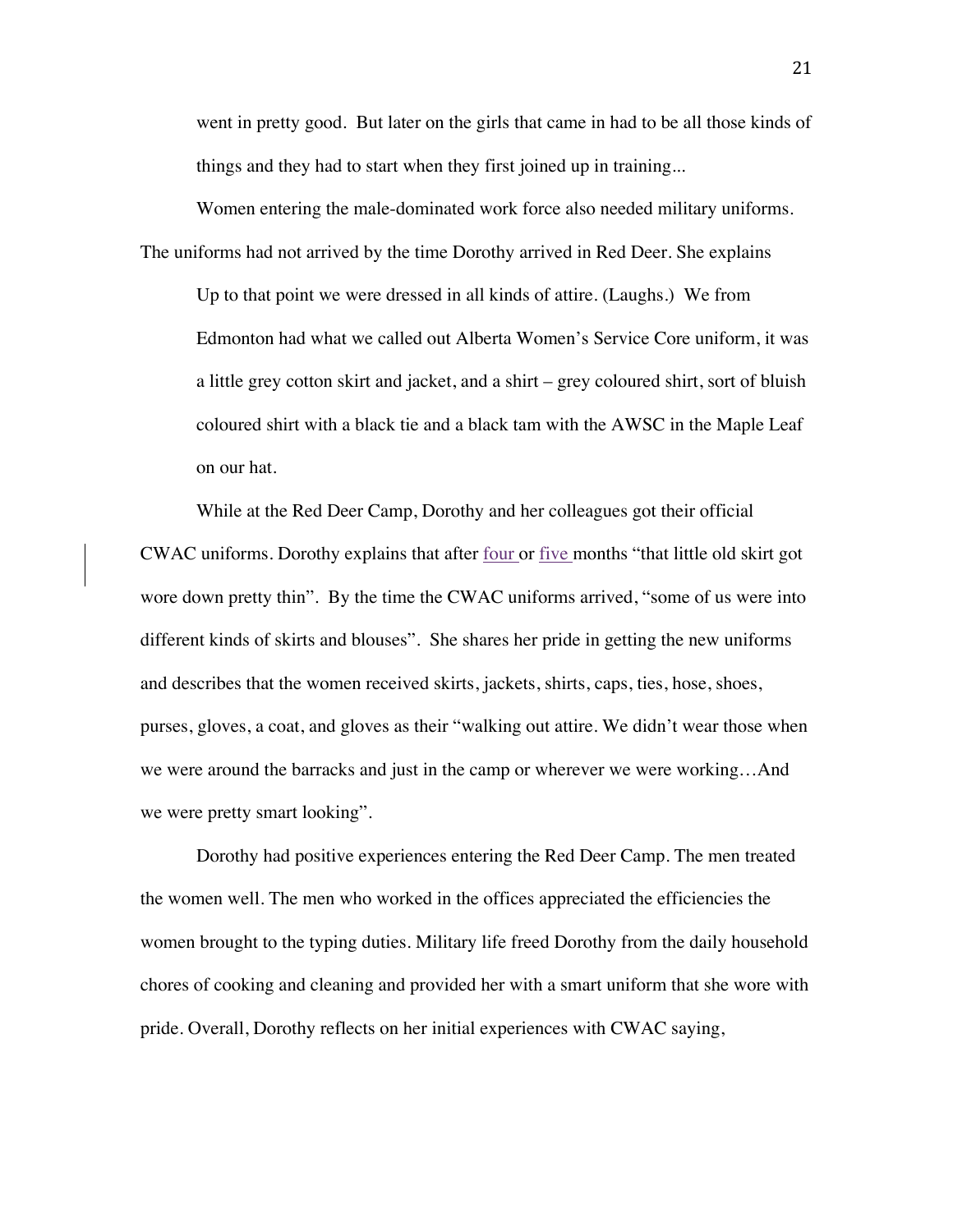went in pretty good. But later on the girls that came in had to be all those kinds of things and they had to start when they first joined up in training...

Women entering the male-dominated work force also needed military uniforms. The uniforms had not arrived by the time Dorothy arrived in Red Deer. She explains

> Up to that point we were dressed in all kinds of attire. (Laughs.) We from Edmonton had what we called out Alberta Women's Service Core uniform, it was a little grey cotton skirt and jacket, and a shirt – grey coloured shirt, sort of bluish coloured shirt with a black tie and a black tam with the AWSC in the Maple Leaf on our hat.

While at the Red Deer Camp, Dorothy and her colleagues got their official CWAC uniforms. Dorothy explains that after four or five months "that little old skirt got wore down pretty thin". By the time the CWAC uniforms arrived, "some of us were into different kinds of skirts and blouses". She shares her pride in getting the new uniforms and describes that the women received skirts, jackets, shirts, caps, ties, hose, shoes, purses, gloves, a coat, and gloves as their "walking out attire. We didn't wear those when we were around the barracks and just in the camp or wherever we were working…And we were pretty smart looking".

Dorothy had positive experiences entering the Red Deer Camp. The men treated the women well. The men who worked in the offices appreciated the efficiencies the women brought to the typing duties. Military life freed Dorothy from the daily household chores of cooking and cleaning and provided her with a smart uniform that she wore with pride. Overall, Dorothy reflects on her initial experiences with CWAC saying,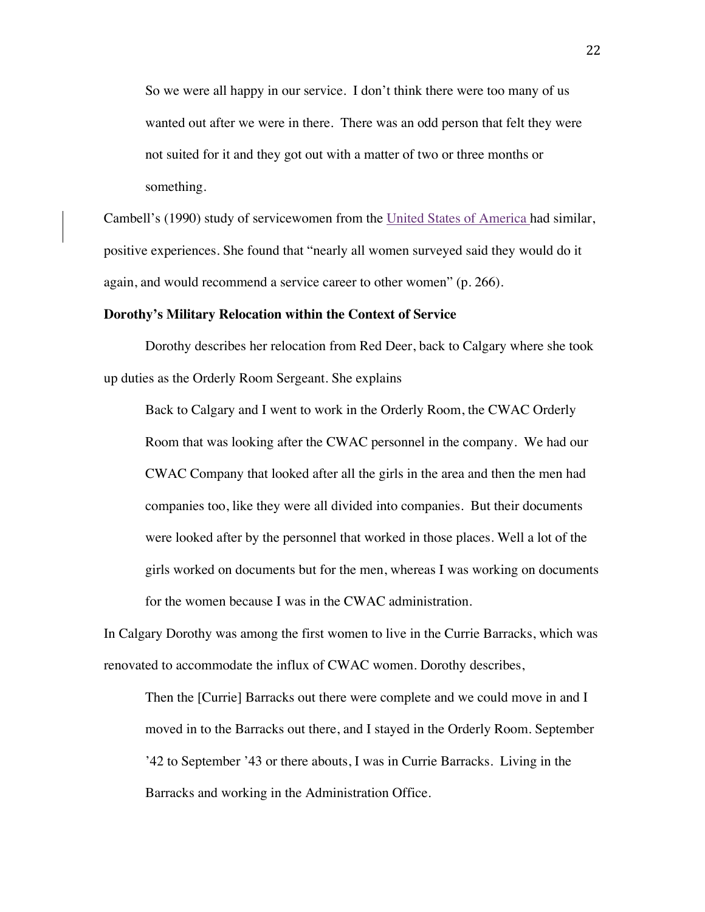> So we were all happy in our service. I don't think there were too many of us wanted out after we were in there. There was an odd person that felt they were not suited for it and they got out with a matter of two or three months or something.

Cambell's (1990) study of servicewomen from the United States of America had similar, positive experiences. She found that "nearly all women surveyed said they would do it again, and would recommend a service career to other women" (p. 266).

**Dorothy's Military Relocation within the Context of Service**

Dorothy describes her relocation from Red Deer, back to Calgary where she took up duties as the Orderly Room Sergeant. She explains

> Back to Calgary and I went to work in the Orderly Room, the CWAC Orderly Room that was looking after the CWAC personnel in the company. We had our CWAC Company that looked after all the girls in the area and then the men had companies too, like they were all divided into companies. But their documents were looked after by the personnel that worked in those places. Well a lot of the girls worked on documents but for the men, whereas I was working on documents for the women because I was in the CWAC administration.

In Calgary Dorothy was among the first women to live in the Currie Barracks, which was renovated to accommodate the influx of CWAC women. Dorothy describes,

> Then the [Currie] Barracks out there were complete and we could move in and I moved in to the Barracks out there, and I stayed in the Orderly Room. September '42 to September '43 or there abouts, I was in Currie Barracks. Living in the Barracks and working in the Administration Office.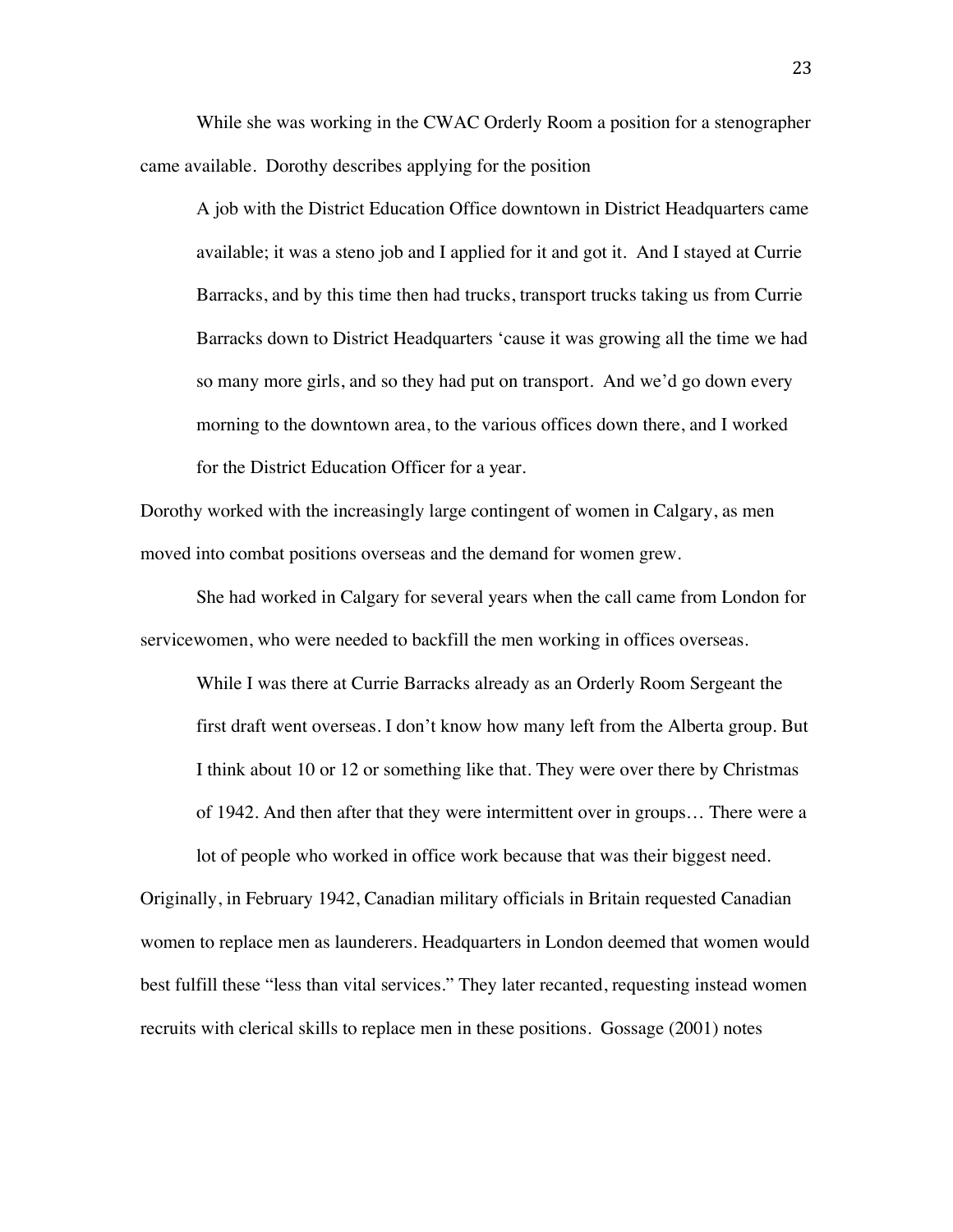While she was working in the CWAC Orderly Room a position for a stenographer came available. Dorothy describes applying for the position

> A job with the District Education Office downtown in District Headquarters came available; it was a steno job and I applied for it and got it. And I stayed at Currie Barracks, and by this time then had trucks, transport trucks taking us from Currie Barracks down to District Headquarters 'cause it was growing all the time we had so many more girls, and so they had put on transport. And we'd go down every morning to the downtown area, to the various offices down there, and I worked for the District Education Officer for a year.

Dorothy worked with the increasingly large contingent of women in Calgary, as men moved into combat positions overseas and the demand for women grew.

She had worked in Calgary for several years when the call came from London for servicewomen, who were needed to backfill the men working in offices overseas.

> While I was there at Currie Barracks already as an Orderly Room Sergeant the first draft went overseas. I don't know how many left from the Alberta group. But I think about 10 or 12 or something like that. They were over there by Christmas of 1942. And then after that they were intermittent over in groups… There were a lot of people who worked in office work because that was their biggest need.

Originally, in February 1942, Canadian military officials in Britain requested Canadian women to replace men as launderers. Headquarters in London deemed that women would best fulfill these "less than vital services." They later recanted, requesting instead women recruits with clerical skills to replace men in these positions. Gossage (2001) notes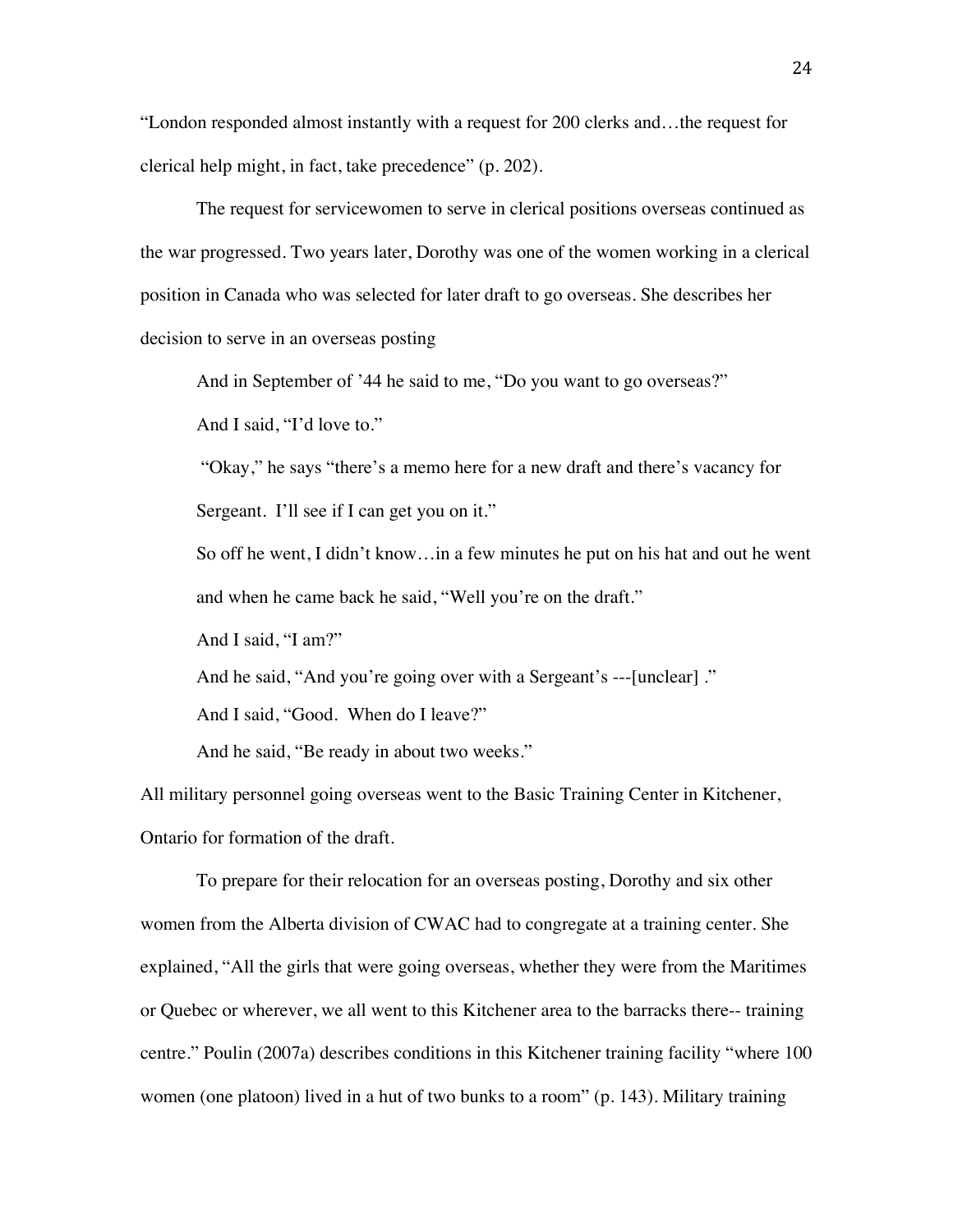"London responded almost instantly with a request for 200 clerks and…the request for clerical help might, in fact, take precedence" (p. 202).

The request for servicewomen to serve in clerical positions overseas continued as the war progressed. Two years later, Dorothy was one of the women working in a clerical position in Canada who was selected for later draft to go overseas. She describes her decision to serve in an overseas posting

> And in September of '44 he said to me, "Do you want to go overseas?"
>
> And I said, "I'd love to."
>
> "Okay," he says "there's a memo here for a new draft and there's vacancy for Sergeant. I'll see if I can get you on it."
>
> So off he went, I didn't know…in a few minutes he put on his hat and out he went and when he came back he said, "Well you're on the draft."
>
> And I said, "I am?"
>
> And he said, "And you're going over with a Sergeant's ---[unclear] ."
>
> And I said, "Good. When do I leave?"
>
> And he said, "Be ready in about two weeks."

All military personnel going overseas went to the Basic Training Center in Kitchener, Ontario for formation of the draft.

To prepare for their relocation for an overseas posting, Dorothy and six other women from the Alberta division of CWAC had to congregate at a training center. She explained, "All the girls that were going overseas, whether they were from the Maritimes or Quebec or wherever, we all went to this Kitchener area to the barracks there-- training centre." Poulin (2007a) describes conditions in this Kitchener training facility "where 100 women (one platoon) lived in a hut of two bunks to a room" (p. 143). Military training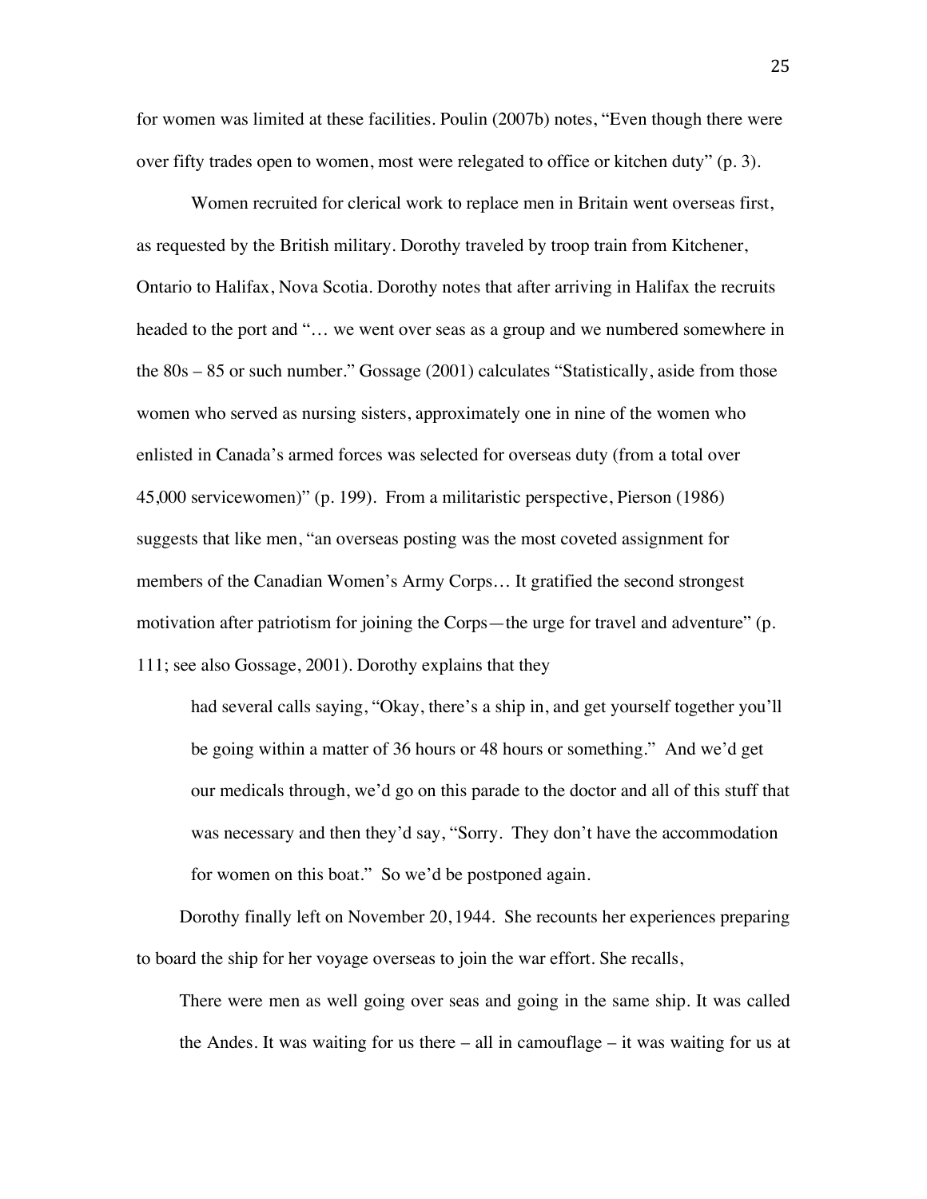for women was limited at these facilities. Poulin (2007b) notes, "Even though there were over fifty trades open to women, most were relegated to office or kitchen duty" (p. 3).

Women recruited for clerical work to replace men in Britain went overseas first, as requested by the British military. Dorothy traveled by troop train from Kitchener, Ontario to Halifax, Nova Scotia. Dorothy notes that after arriving in Halifax the recruits headed to the port and "… we went over seas as a group and we numbered somewhere in the 80s – 85 or such number." Gossage (2001) calculates "Statistically, aside from those women who served as nursing sisters, approximately one in nine of the women who enlisted in Canada's armed forces was selected for overseas duty (from a total over 45,000 servicewomen)" (p. 199). From a militaristic perspective, Pierson (1986) suggests that like men, "an overseas posting was the most coveted assignment for members of the Canadian Women's Army Corps… It gratified the second strongest motivation after patriotism for joining the Corps—the urge for travel and adventure" (p. 111; see also Gossage, 2001). Dorothy explains that they

> had several calls saying, "Okay, there's a ship in, and get yourself together you'll be going within a matter of 36 hours or 48 hours or something." And we'd get our medicals through, we'd go on this parade to the doctor and all of this stuff that was necessary and then they'd say, "Sorry. They don't have the accommodation for women on this boat." So we'd be postponed again.

Dorothy finally left on November 20, 1944. She recounts her experiences preparing to board the ship for her voyage overseas to join the war effort. She recalls,

> There were men as well going over seas and going in the same ship. It was called the Andes. It was waiting for us there – all in camouflage – it was waiting for us at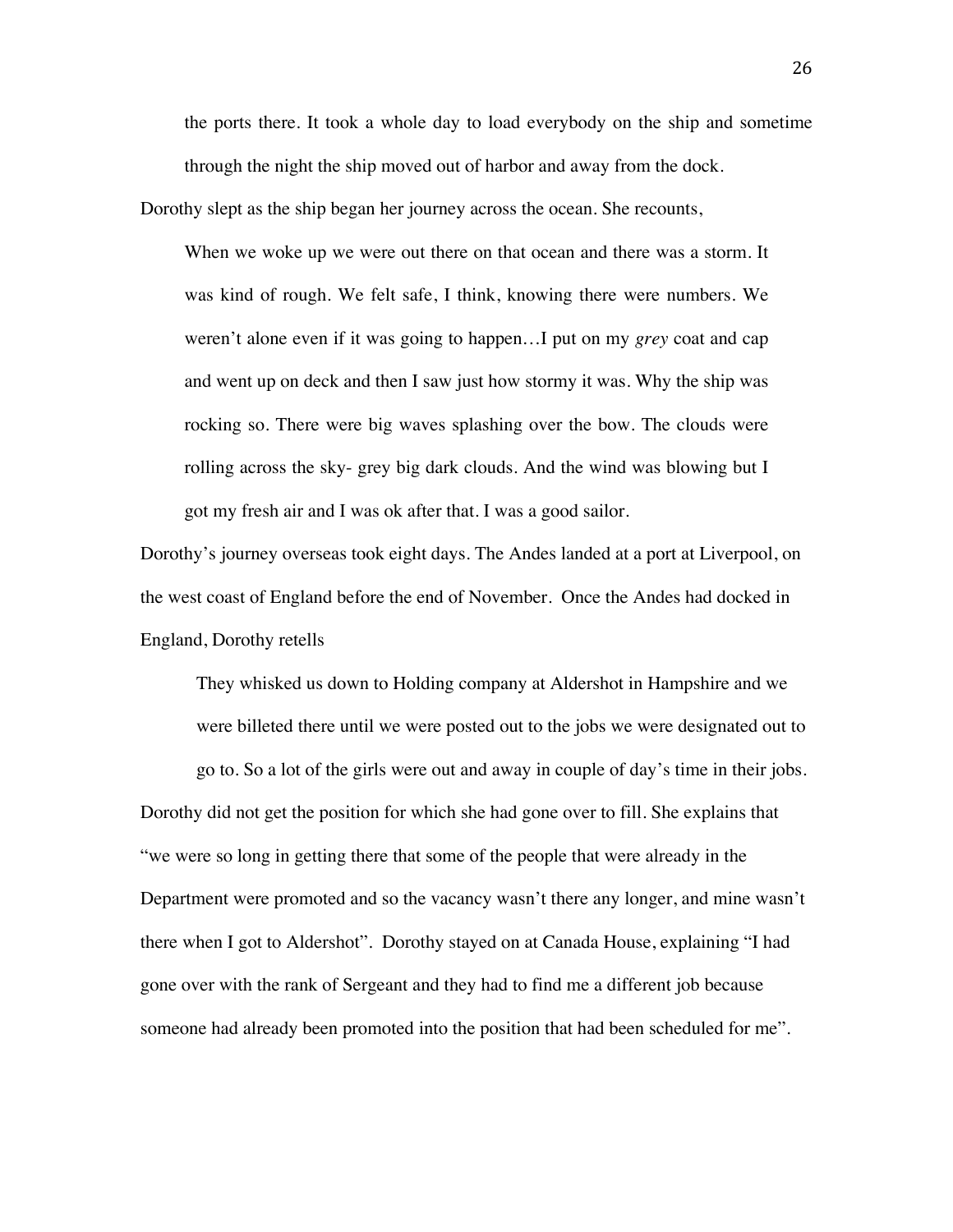> the ports there. It took a whole day to load everybody on the ship and sometime through the night the ship moved out of harbor and away from the dock.

Dorothy slept as the ship began her journey across the ocean. She recounts,

> When we woke up we were out there on that ocean and there was a storm. It was kind of rough. We felt safe, I think, knowing there were numbers. We weren't alone even if it was going to happen…I put on my *grey* coat and cap and went up on deck and then I saw just how stormy it was. Why the ship was rocking so. There were big waves splashing over the bow. The clouds were rolling across the sky- grey big dark clouds. And the wind was blowing but I got my fresh air and I was ok after that. I was a good sailor.

Dorothy's journey overseas took eight days. The Andes landed at a port at Liverpool, on the west coast of England before the end of November. Once the Andes had docked in England, Dorothy retells

> They whisked us down to Holding company at Aldershot in Hampshire and we were billeted there until we were posted out to the jobs we were designated out to go to. So a lot of the girls were out and away in couple of day's time in their jobs.

Dorothy did not get the position for which she had gone over to fill. She explains that "we were so long in getting there that some of the people that were already in the Department were promoted and so the vacancy wasn't there any longer, and mine wasn't there when I got to Aldershot". Dorothy stayed on at Canada House, explaining "I had gone over with the rank of Sergeant and they had to find me a different job because someone had already been promoted into the position that had been scheduled for me".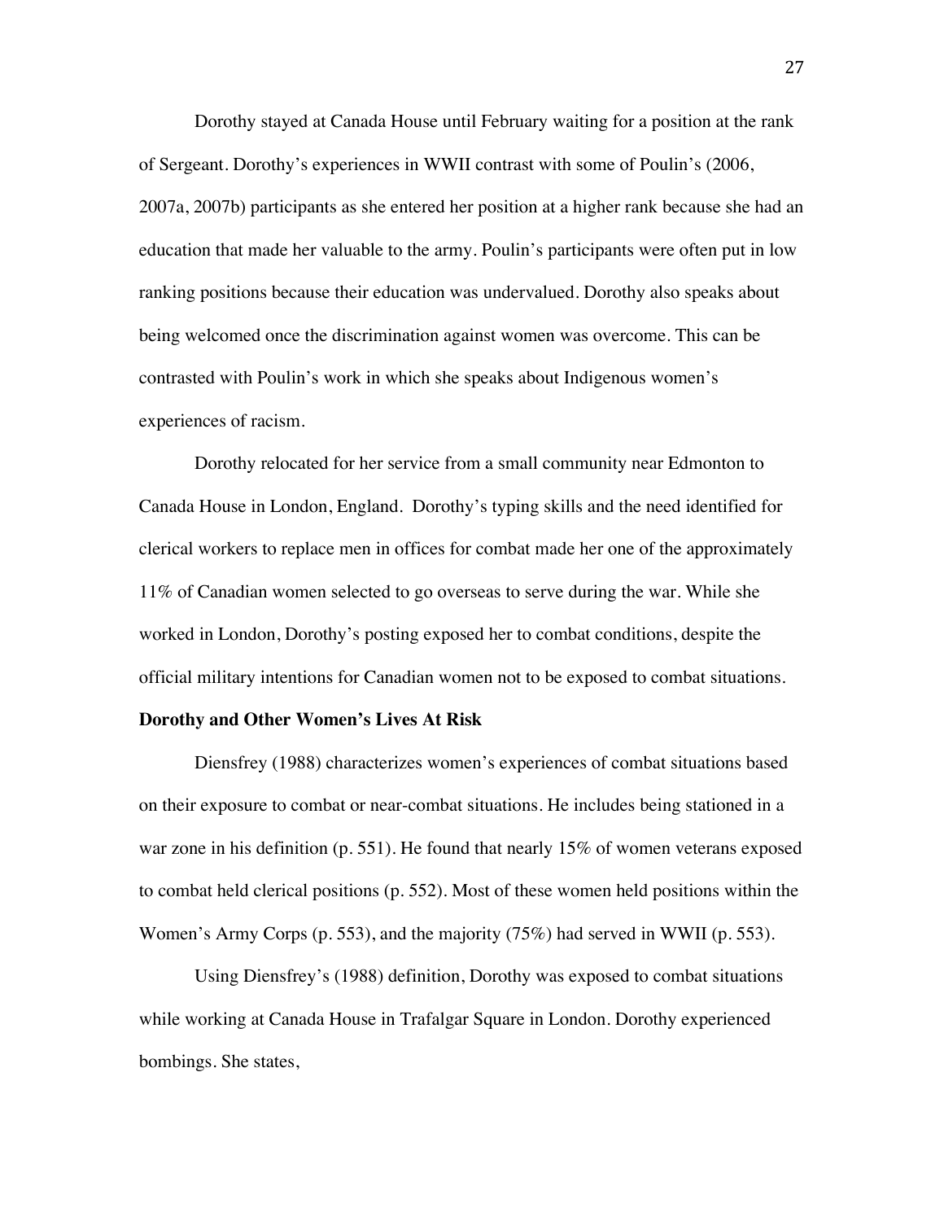Dorothy stayed at Canada House until February waiting for a position at the rank of Sergeant. Dorothy's experiences in WWII contrast with some of Poulin's (2006, 2007a, 2007b) participants as she entered her position at a higher rank because she had an education that made her valuable to the army. Poulin's participants were often put in low ranking positions because their education was undervalued. Dorothy also speaks about being welcomed once the discrimination against women was overcome. This can be contrasted with Poulin's work in which she speaks about Indigenous women's experiences of racism.

Dorothy relocated for her service from a small community near Edmonton to Canada House in London, England.  Dorothy's typing skills and the need identified for clerical workers to replace men in offices for combat made her one of the approximately 11% of Canadian women selected to go overseas to serve during the war. While she worked in London, Dorothy's posting exposed her to combat conditions, despite the official military intentions for Canadian women not to be exposed to combat situations.

**Dorothy and Other Women's Lives At Risk**

Diensfrey (1988) characterizes women's experiences of combat situations based on their exposure to combat or near-combat situations. He includes being stationed in a war zone in his definition (p. 551). He found that nearly 15% of women veterans exposed to combat held clerical positions (p. 552). Most of these women held positions within the Women's Army Corps (p. 553), and the majority (75%) had served in WWII (p. 553).

Using Diensfrey's (1988) definition, Dorothy was exposed to combat situations while working at Canada House in Trafalgar Square in London. Dorothy experienced bombings. She states,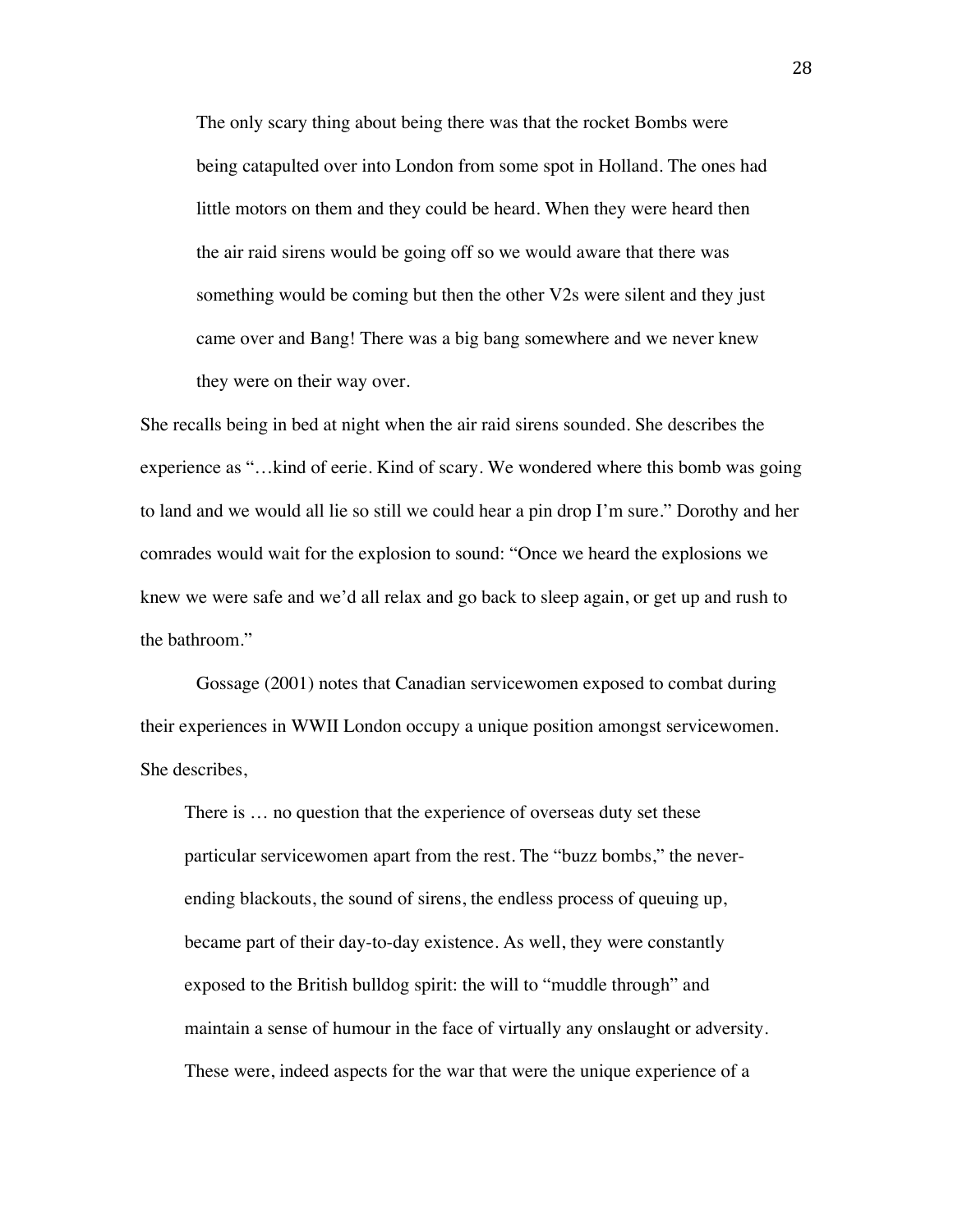> The only scary thing about being there was that the rocket Bombs were being catapulted over into London from some spot in Holland. The ones had little motors on them and they could be heard. When they were heard then the air raid sirens would be going off so we would aware that there was something would be coming but then the other V2s were silent and they just came over and Bang! There was a big bang somewhere and we never knew they were on their way over.

She recalls being in bed at night when the air raid sirens sounded. She describes the experience as "…kind of eerie. Kind of scary. We wondered where this bomb was going to land and we would all lie so still we could hear a pin drop I'm sure." Dorothy and her comrades would wait for the explosion to sound: "Once we heard the explosions we knew we were safe and we'd all relax and go back to sleep again, or get up and rush to the bathroom."

Gossage (2001) notes that Canadian servicewomen exposed to combat during their experiences in WWII London occupy a unique position amongst servicewomen. She describes,

> There is … no question that the experience of overseas duty set these particular servicewomen apart from the rest. The "buzz bombs," the never-ending blackouts, the sound of sirens, the endless process of queuing up, became part of their day-to-day existence. As well, they were constantly exposed to the British bulldog spirit: the will to "muddle through" and maintain a sense of humour in the face of virtually any onslaught or adversity. These were, indeed aspects for the war that were the unique experience of a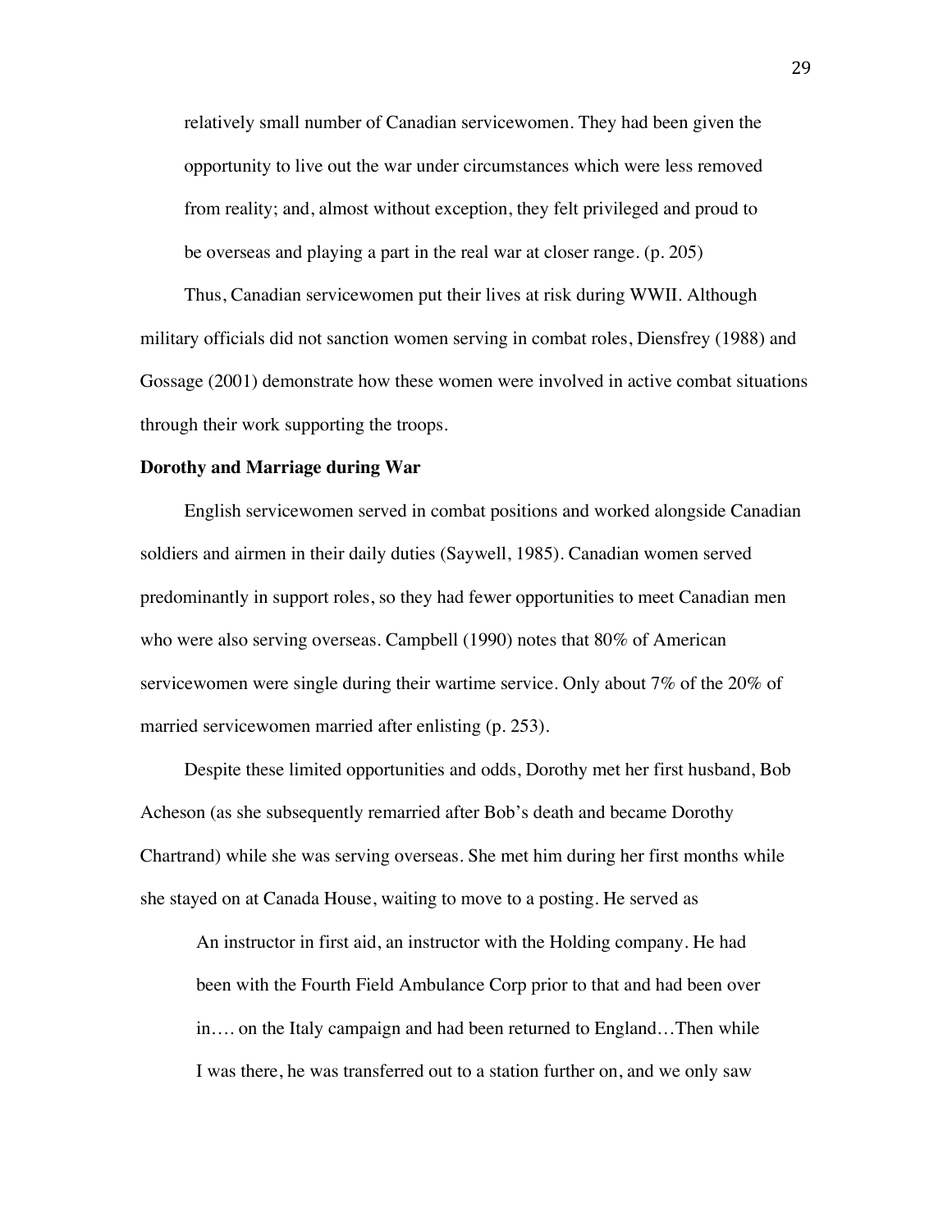> relatively small number of Canadian servicewomen. They had been given the opportunity to live out the war under circumstances which were less removed from reality; and, almost without exception, they felt privileged and proud to be overseas and playing a part in the real war at closer range. (p. 205)

Thus, Canadian servicewomen put their lives at risk during WWII. Although military officials did not sanction women serving in combat roles, Diensfrey (1988) and Gossage (2001) demonstrate how these women were involved in active combat situations through their work supporting the troops.

**Dorothy and Marriage during War**

English servicewomen served in combat positions and worked alongside Canadian soldiers and airmen in their daily duties (Saywell, 1985). Canadian women served predominantly in support roles, so they had fewer opportunities to meet Canadian men who were also serving overseas. Campbell (1990) notes that 80% of American servicewomen were single during their wartime service. Only about 7% of the 20% of married servicewomen married after enlisting (p. 253).

Despite these limited opportunities and odds, Dorothy met her first husband, Bob Acheson (as she subsequently remarried after Bob's death and became Dorothy Chartrand) while she was serving overseas. She met him during her first months while she stayed on at Canada House, waiting to move to a posting. He served as

> An instructor in first aid, an instructor with the Holding company. He had been with the Fourth Field Ambulance Corp prior to that and had been over in…. on the Italy campaign and had been returned to England…Then while I was there, he was transferred out to a station further on, and we only saw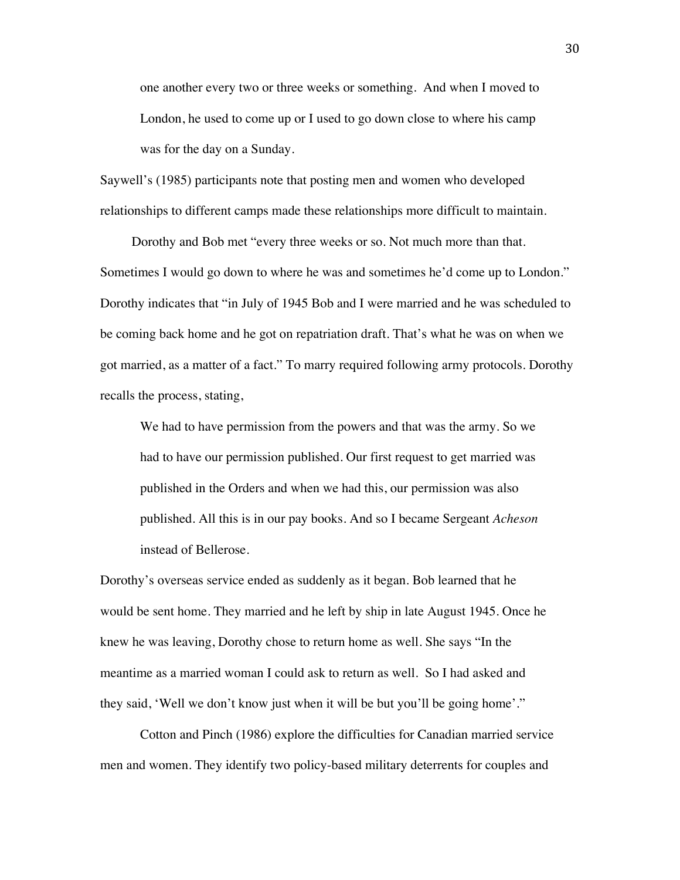> one another every two or three weeks or something. And when I moved to London, he used to come up or I used to go down close to where his camp was for the day on a Sunday.

Saywell's (1985) participants note that posting men and women who developed relationships to different camps made these relationships more difficult to maintain.

Dorothy and Bob met "every three weeks or so. Not much more than that. Sometimes I would go down to where he was and sometimes he'd come up to London." Dorothy indicates that "in July of 1945 Bob and I were married and he was scheduled to be coming back home and he got on repatriation draft. That's what he was on when we got married, as a matter of a fact." To marry required following army protocols. Dorothy recalls the process, stating,

> We had to have permission from the powers and that was the army. So we had to have our permission published. Our first request to get married was published in the Orders and when we had this, our permission was also published. All this is in our pay books. And so I became Sergeant *Acheson* instead of Bellerose.

Dorothy's overseas service ended as suddenly as it began. Bob learned that he would be sent home. They married and he left by ship in late August 1945. Once he knew he was leaving, Dorothy chose to return home as well. She says "In the meantime as a married woman I could ask to return as well. So I had asked and they said, 'Well we don't know just when it will be but you'll be going home'."

Cotton and Pinch (1986) explore the difficulties for Canadian married service men and women. They identify two policy-based military deterrents for couples and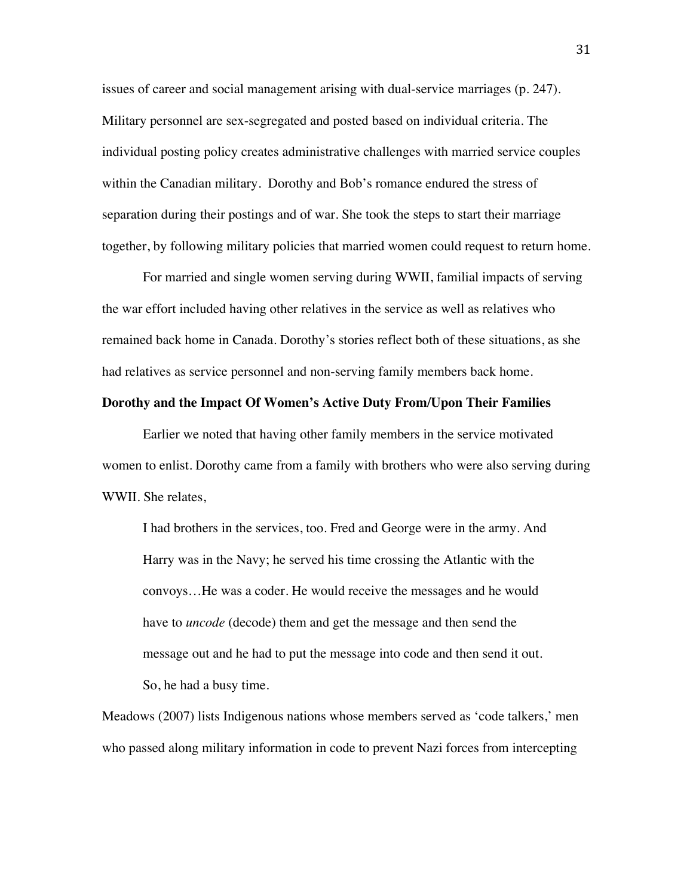issues of career and social management arising with dual-service marriages (p. 247). Military personnel are sex-segregated and posted based on individual criteria. The individual posting policy creates administrative challenges with married service couples within the Canadian military. Dorothy and Bob's romance endured the stress of separation during their postings and of war. She took the steps to start their marriage together, by following military policies that married women could request to return home.

For married and single women serving during WWII, familial impacts of serving the war effort included having other relatives in the service as well as relatives who remained back home in Canada. Dorothy's stories reflect both of these situations, as she had relatives as service personnel and non-serving family members back home.

**Dorothy and the Impact Of Women's Active Duty From/Upon Their Families**

Earlier we noted that having other family members in the service motivated women to enlist. Dorothy came from a family with brothers who were also serving during WWII. She relates,

> I had brothers in the services, too. Fred and George were in the army. And Harry was in the Navy; he served his time crossing the Atlantic with the convoys…He was a coder. He would receive the messages and he would have to *uncode* (decode) them and get the message and then send the message out and he had to put the message into code and then send it out. So, he had a busy time.

Meadows (2007) lists Indigenous nations whose members served as 'code talkers,' men who passed along military information in code to prevent Nazi forces from intercepting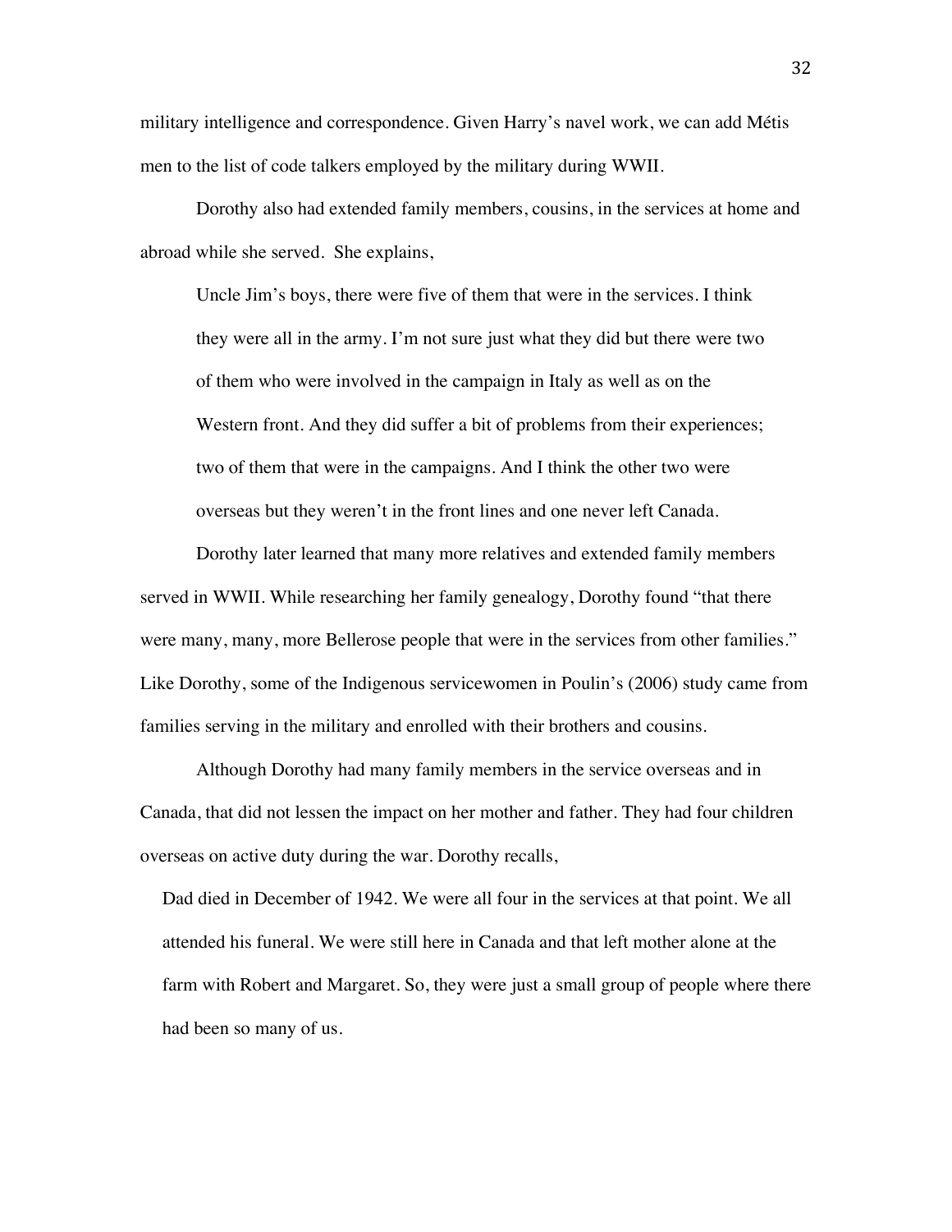military intelligence and correspondence. Given Harry's navel work, we can add Métis men to the list of code talkers employed by the military during WWII.

Dorothy also had extended family members, cousins, in the services at home and abroad while she served. She explains,

> Uncle Jim's boys, there were five of them that were in the services. I think they were all in the army. I'm not sure just what they did but there were two of them who were involved in the campaign in Italy as well as on the Western front. And they did suffer a bit of problems from their experiences; two of them that were in the campaigns. And I think the other two were overseas but they weren't in the front lines and one never left Canada.

Dorothy later learned that many more relatives and extended family members served in WWII. While researching her family genealogy, Dorothy found "that there were many, many, more Bellerose people that were in the services from other families." Like Dorothy, some of the Indigenous servicewomen in Poulin's (2006) study came from families serving in the military and enrolled with their brothers and cousins.

Although Dorothy had many family members in the service overseas and in Canada, that did not lessen the impact on her mother and father. They had four children overseas on active duty during the war. Dorothy recalls,

> Dad died in December of 1942. We were all four in the services at that point. We all attended his funeral. We were still here in Canada and that left mother alone at the farm with Robert and Margaret. So, they were just a small group of people where there had been so many of us.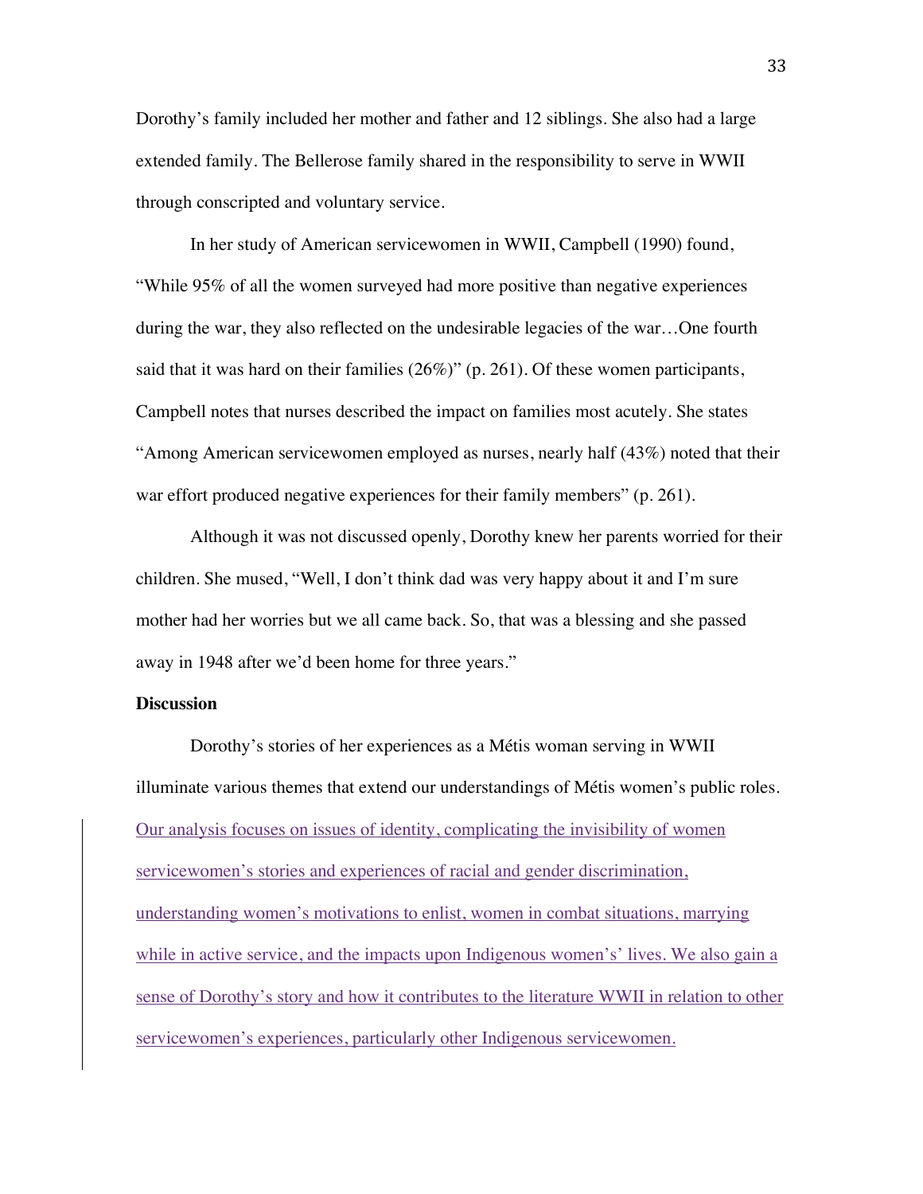Dorothy's family included her mother and father and 12 siblings. She also had a large extended family. The Bellerose family shared in the responsibility to serve in WWII through conscripted and voluntary service.

In her study of American servicewomen in WWII, Campbell (1990) found, "While 95% of all the women surveyed had more positive than negative experiences during the war, they also reflected on the undesirable legacies of the war…One fourth said that it was hard on their families (26%)" (p. 261). Of these women participants, Campbell notes that nurses described the impact on families most acutely. She states "Among American servicewomen employed as nurses, nearly half (43%) noted that their war effort produced negative experiences for their family members" (p. 261).

Although it was not discussed openly, Dorothy knew her parents worried for their children. She mused, "Well, I don't think dad was very happy about it and I'm sure mother had her worries but we all came back. So, that was a blessing and she passed away in 1948 after we'd been home for three years."

**Discussion**

Dorothy's stories of her experiences as a Métis woman serving in WWII illuminate various themes that extend our understandings of Métis women's public roles. Our analysis focuses on issues of identity, complicating the invisibility of women servicewomen's stories and experiences of racial and gender discrimination, understanding women's motivations to enlist, women in combat situations, marrying while in active service, and the impacts upon Indigenous women's' lives. We also gain a sense of Dorothy's story and how it contributes to the literature WWII in relation to other servicewomen's experiences, particularly other Indigenous servicewomen.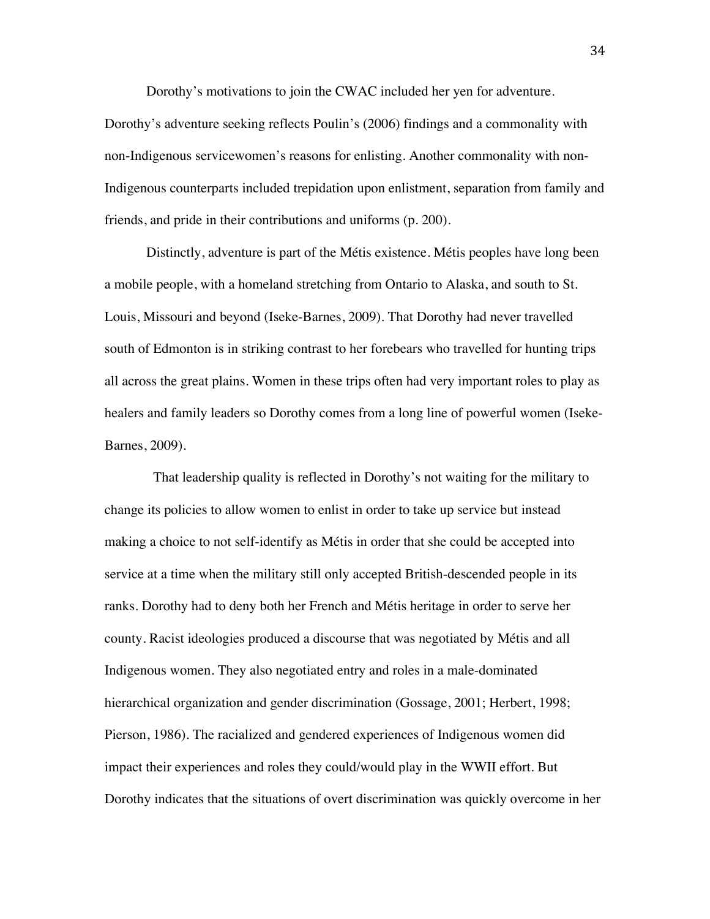Dorothy's motivations to join the CWAC included her yen for adventure. Dorothy's adventure seeking reflects Poulin's (2006) findings and a commonality with non-Indigenous servicewomen's reasons for enlisting. Another commonality with non-Indigenous counterparts included trepidation upon enlistment, separation from family and friends, and pride in their contributions and uniforms (p. 200).

Distinctly, adventure is part of the Métis existence. Métis peoples have long been a mobile people, with a homeland stretching from Ontario to Alaska, and south to St. Louis, Missouri and beyond (Iseke-Barnes, 2009). That Dorothy had never travelled south of Edmonton is in striking contrast to her forebears who travelled for hunting trips all across the great plains. Women in these trips often had very important roles to play as healers and family leaders so Dorothy comes from a long line of powerful women (Iseke-Barnes, 2009).

That leadership quality is reflected in Dorothy's not waiting for the military to change its policies to allow women to enlist in order to take up service but instead making a choice to not self-identify as Métis in order that she could be accepted into service at a time when the military still only accepted British-descended people in its ranks. Dorothy had to deny both her French and Métis heritage in order to serve her county. Racist ideologies produced a discourse that was negotiated by Métis and all Indigenous women. They also negotiated entry and roles in a male-dominated hierarchical organization and gender discrimination (Gossage, 2001; Herbert, 1998; Pierson, 1986). The racialized and gendered experiences of Indigenous women did impact their experiences and roles they could/would play in the WWII effort. But Dorothy indicates that the situations of overt discrimination was quickly overcome in her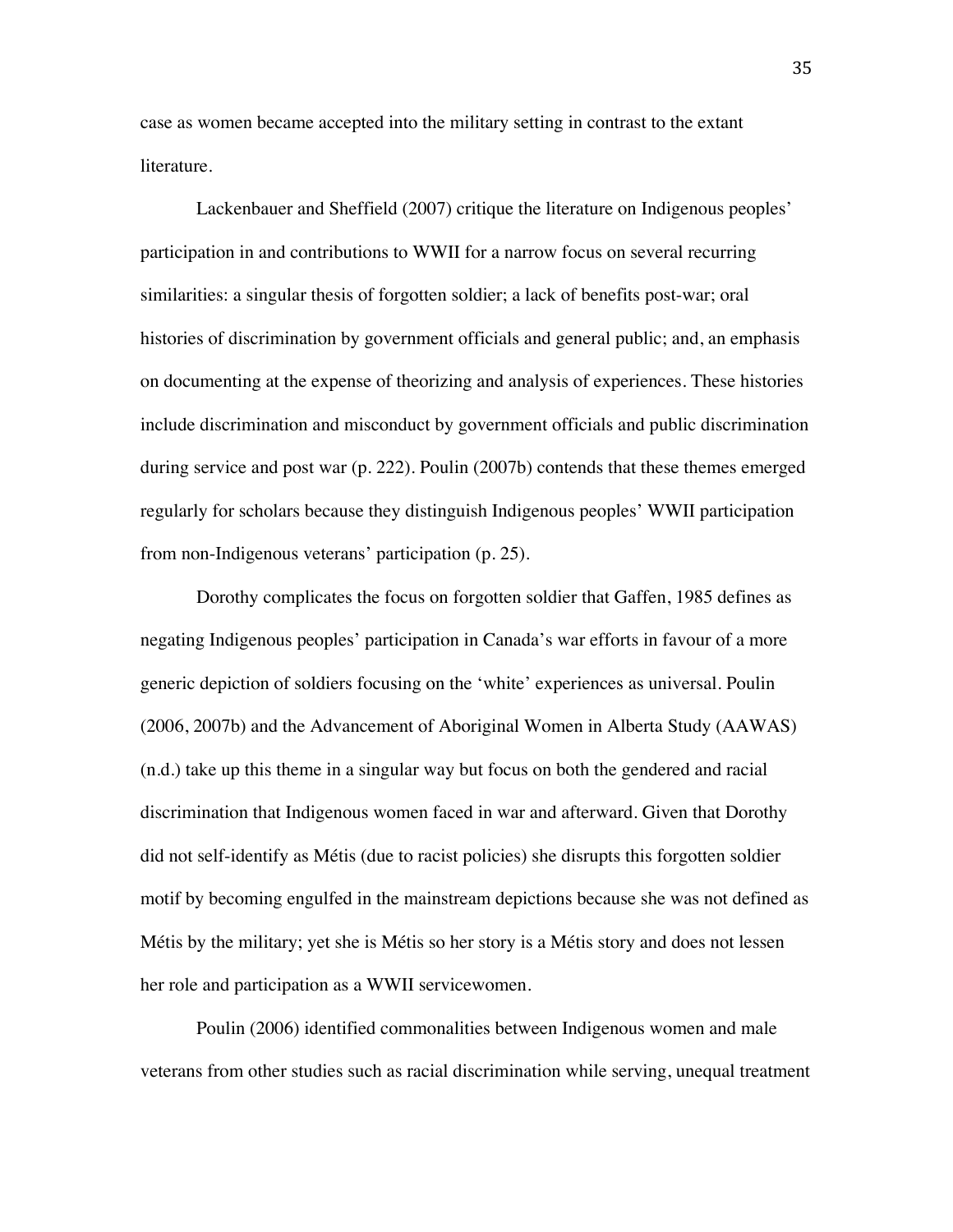case as women became accepted into the military setting in contrast to the extant literature.

Lackenbauer and Sheffield (2007) critique the literature on Indigenous peoples' participation in and contributions to WWII for a narrow focus on several recurring similarities: a singular thesis of forgotten soldier; a lack of benefits post-war; oral histories of discrimination by government officials and general public; and, an emphasis on documenting at the expense of theorizing and analysis of experiences. These histories include discrimination and misconduct by government officials and public discrimination during service and post war (p. 222). Poulin (2007b) contends that these themes emerged regularly for scholars because they distinguish Indigenous peoples' WWII participation from non-Indigenous veterans' participation (p. 25).

Dorothy complicates the focus on forgotten soldier that Gaffen, 1985 defines as negating Indigenous peoples' participation in Canada's war efforts in favour of a more generic depiction of soldiers focusing on the 'white' experiences as universal. Poulin (2006, 2007b) and the Advancement of Aboriginal Women in Alberta Study (AAWAS) (n.d.) take up this theme in a singular way but focus on both the gendered and racial discrimination that Indigenous women faced in war and afterward. Given that Dorothy did not self-identify as Métis (due to racist policies) she disrupts this forgotten soldier motif by becoming engulfed in the mainstream depictions because she was not defined as Métis by the military; yet she is Métis so her story is a Métis story and does not lessen her role and participation as a WWII servicewomen.

Poulin (2006) identified commonalities between Indigenous women and male veterans from other studies such as racial discrimination while serving, unequal treatment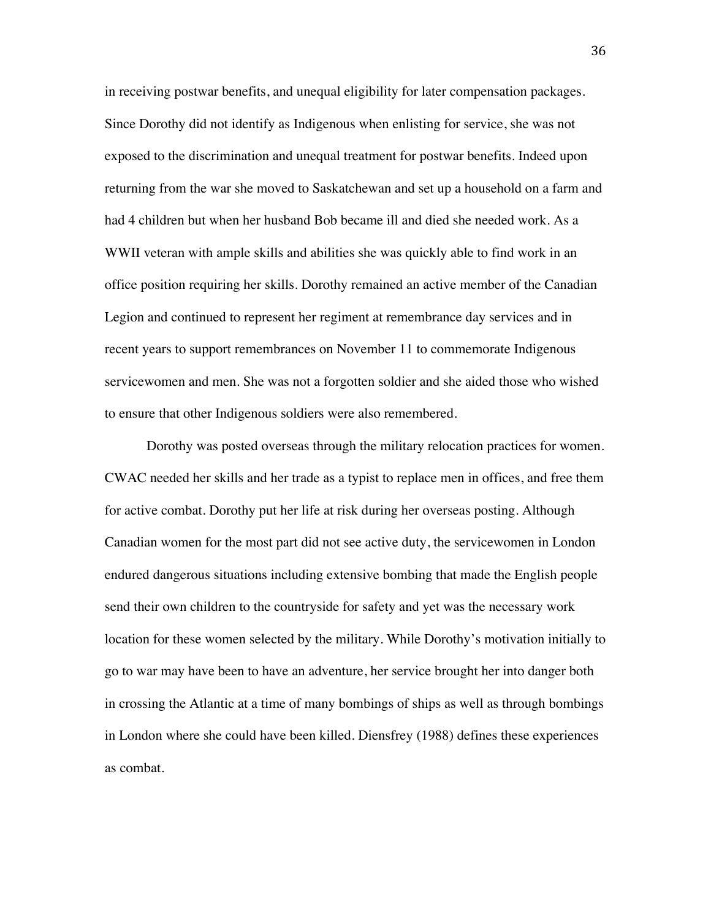in receiving postwar benefits, and unequal eligibility for later compensation packages. Since Dorothy did not identify as Indigenous when enlisting for service, she was not exposed to the discrimination and unequal treatment for postwar benefits. Indeed upon returning from the war she moved to Saskatchewan and set up a household on a farm and had 4 children but when her husband Bob became ill and died she needed work. As a WWII veteran with ample skills and abilities she was quickly able to find work in an office position requiring her skills. Dorothy remained an active member of the Canadian Legion and continued to represent her regiment at remembrance day services and in recent years to support remembrances on November 11 to commemorate Indigenous servicewomen and men. She was not a forgotten soldier and she aided those who wished to ensure that other Indigenous soldiers were also remembered.

Dorothy was posted overseas through the military relocation practices for women. CWAC needed her skills and her trade as a typist to replace men in offices, and free them for active combat. Dorothy put her life at risk during her overseas posting. Although Canadian women for the most part did not see active duty, the servicewomen in London endured dangerous situations including extensive bombing that made the English people send their own children to the countryside for safety and yet was the necessary work location for these women selected by the military. While Dorothy's motivation initially to go to war may have been to have an adventure, her service brought her into danger both in crossing the Atlantic at a time of many bombings of ships as well as through bombings in London where she could have been killed. Diensfrey (1988) defines these experiences as combat.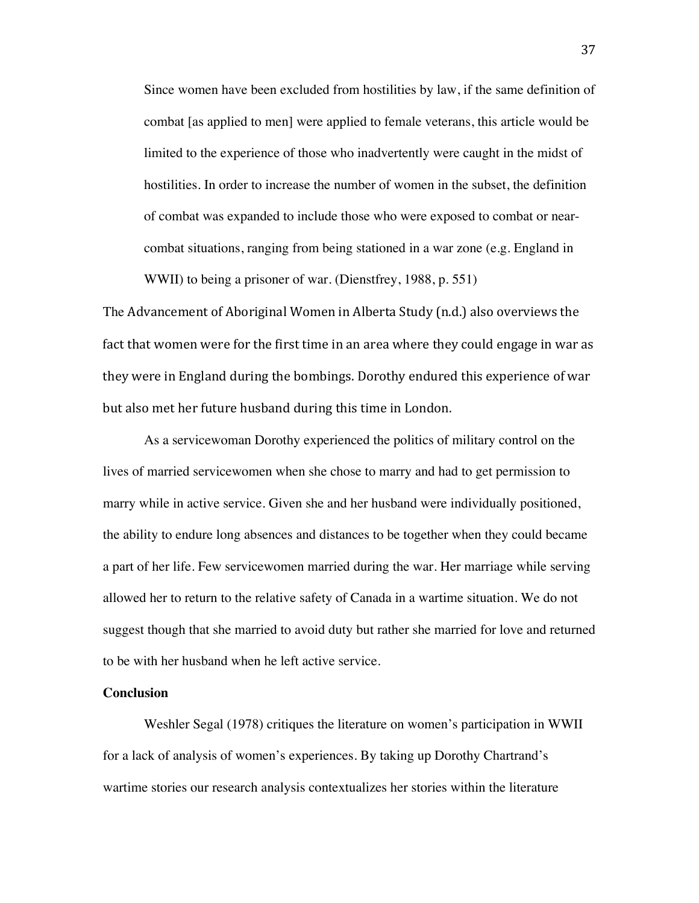> Since women have been excluded from hostilities by law, if the same definition of combat [as applied to men] were applied to female veterans, this article would be limited to the experience of those who inadvertently were caught in the midst of hostilities. In order to increase the number of women in the subset, the definition of combat was expanded to include those who were exposed to combat or near-combat situations, ranging from being stationed in a war zone (e.g. England in WWII) to being a prisoner of war. (Dienstfrey, 1988, p. 551)

The Advancement of Aboriginal Women in Alberta Study (n.d.) also overviews the fact that women were for the first time in an area where they could engage in war as they were in England during the bombings. Dorothy endured this experience of war but also met her future husband during this time in London.

As a servicewoman Dorothy experienced the politics of military control on the lives of married servicewomen when she chose to marry and had to get permission to marry while in active service. Given she and her husband were individually positioned, the ability to endure long absences and distances to be together when they could became a part of her life. Few servicewomen married during the war. Her marriage while serving allowed her to return to the relative safety of Canada in a wartime situation. We do not suggest though that she married to avoid duty but rather she married for love and returned to be with her husband when he left active service.

**Conclusion**

Weshler Segal (1978) critiques the literature on women's participation in WWII for a lack of analysis of women's experiences. By taking up Dorothy Chartrand's wartime stories our research analysis contextualizes her stories within the literature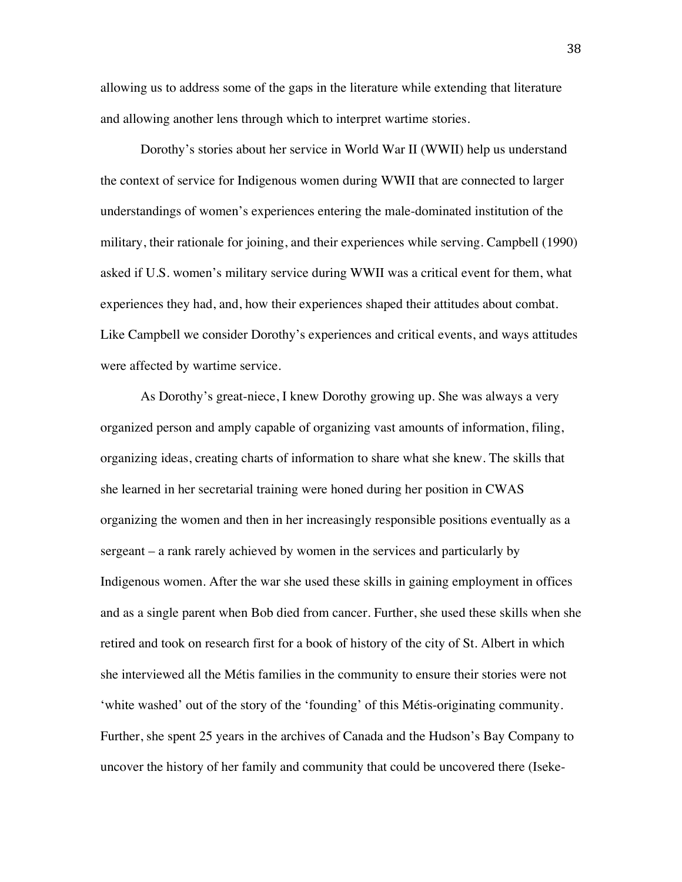allowing us to address some of the gaps in the literature while extending that literature and allowing another lens through which to interpret wartime stories.

Dorothy's stories about her service in World War II (WWII) help us understand the context of service for Indigenous women during WWII that are connected to larger understandings of women's experiences entering the male-dominated institution of the military, their rationale for joining, and their experiences while serving. Campbell (1990) asked if U.S. women's military service during WWII was a critical event for them, what experiences they had, and, how their experiences shaped their attitudes about combat. Like Campbell we consider Dorothy's experiences and critical events, and ways attitudes were affected by wartime service.

As Dorothy's great-niece, I knew Dorothy growing up. She was always a very organized person and amply capable of organizing vast amounts of information, filing, organizing ideas, creating charts of information to share what she knew. The skills that she learned in her secretarial training were honed during her position in CWAS organizing the women and then in her increasingly responsible positions eventually as a sergeant – a rank rarely achieved by women in the services and particularly by Indigenous women. After the war she used these skills in gaining employment in offices and as a single parent when Bob died from cancer. Further, she used these skills when she retired and took on research first for a book of history of the city of St. Albert in which she interviewed all the Métis families in the community to ensure their stories were not 'white washed' out of the story of the 'founding' of this Métis-originating community. Further, she spent 25 years in the archives of Canada and the Hudson's Bay Company to uncover the history of her family and community that could be uncovered there (Iseke-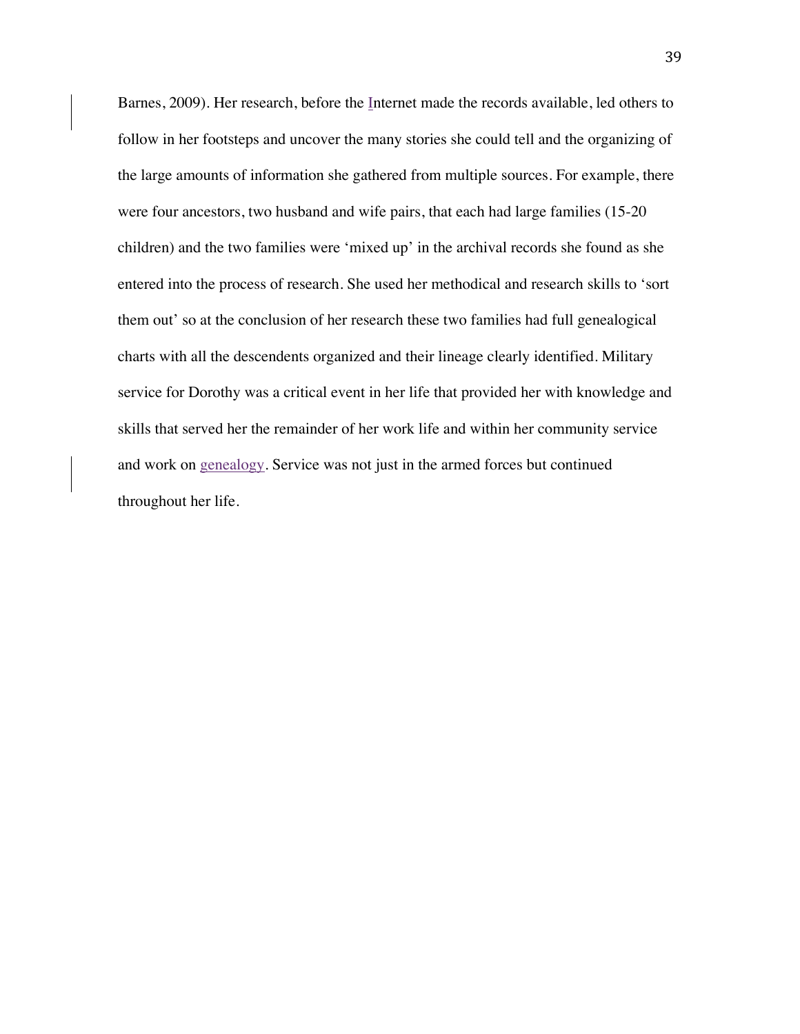Barnes, 2009). Her research, before the Internet made the records available, led others to follow in her footsteps and uncover the many stories she could tell and the organizing of the large amounts of information she gathered from multiple sources. For example, there were four ancestors, two husband and wife pairs, that each had large families (15-20 children) and the two families were 'mixed up' in the archival records she found as she entered into the process of research. She used her methodical and research skills to 'sort them out' so at the conclusion of her research these two families had full genealogical charts with all the descendents organized and their lineage clearly identified. Military service for Dorothy was a critical event in her life that provided her with knowledge and skills that served her the remainder of her work life and within her community service and work on genealogy. Service was not just in the armed forces but continued throughout her life.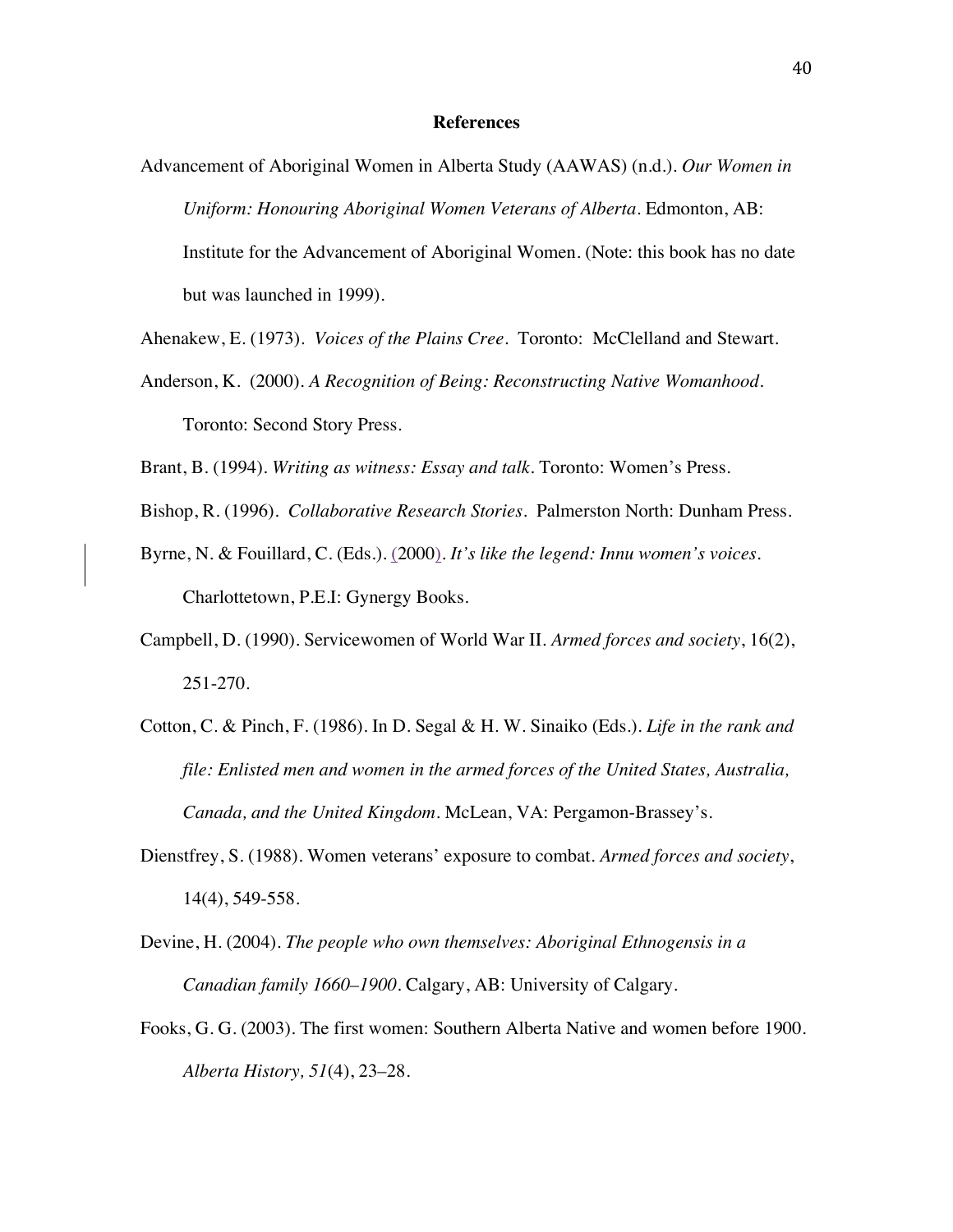**References**

Advancement of Aboriginal Women in Alberta Study (AAWAS) (n.d.). *Our Women in Uniform: Honouring Aboriginal Women Veterans of Alberta*. Edmonton, AB: Institute for the Advancement of Aboriginal Women. (Note: this book has no date but was launched in 1999).

Ahenakew, E. (1973). *Voices of the Plains Cree*. Toronto: McClelland and Stewart.

Anderson, K. (2000). *A Recognition of Being: Reconstructing Native Womanhood*. Toronto: Second Story Press.

Brant, B. (1994). *Writing as witness: Essay and talk*. Toronto: Women's Press.

Bishop, R. (1996). *Collaborative Research Stories*. Palmerston North: Dunham Press.

Byrne, N. & Fouillard, C. (Eds.). (2000). *It's like the legend: Innu women's voices*. Charlottetown, P.E.I: Gynergy Books.

Campbell, D. (1990). Servicewomen of World War II. *Armed forces and society*, 16(2), 251-270.

Cotton, C. & Pinch, F. (1986). In D. Segal & H. W. Sinaiko (Eds.). *Life in the rank and file: Enlisted men and women in the armed forces of the United States, Australia, Canada, and the United Kingdom*. McLean, VA: Pergamon-Brassey's.

Dienstfrey, S. (1988). Women veterans' exposure to combat. *Armed forces and society*, 14(4), 549-558.

Devine, H. (2004). *The people who own themselves: Aboriginal Ethnogensis in a Canadian family 1660–1900*. Calgary, AB: University of Calgary.

Fooks, G. G. (2003). The first women: Southern Alberta Native and women before 1900. *Alberta History, 51*(4), 23–28.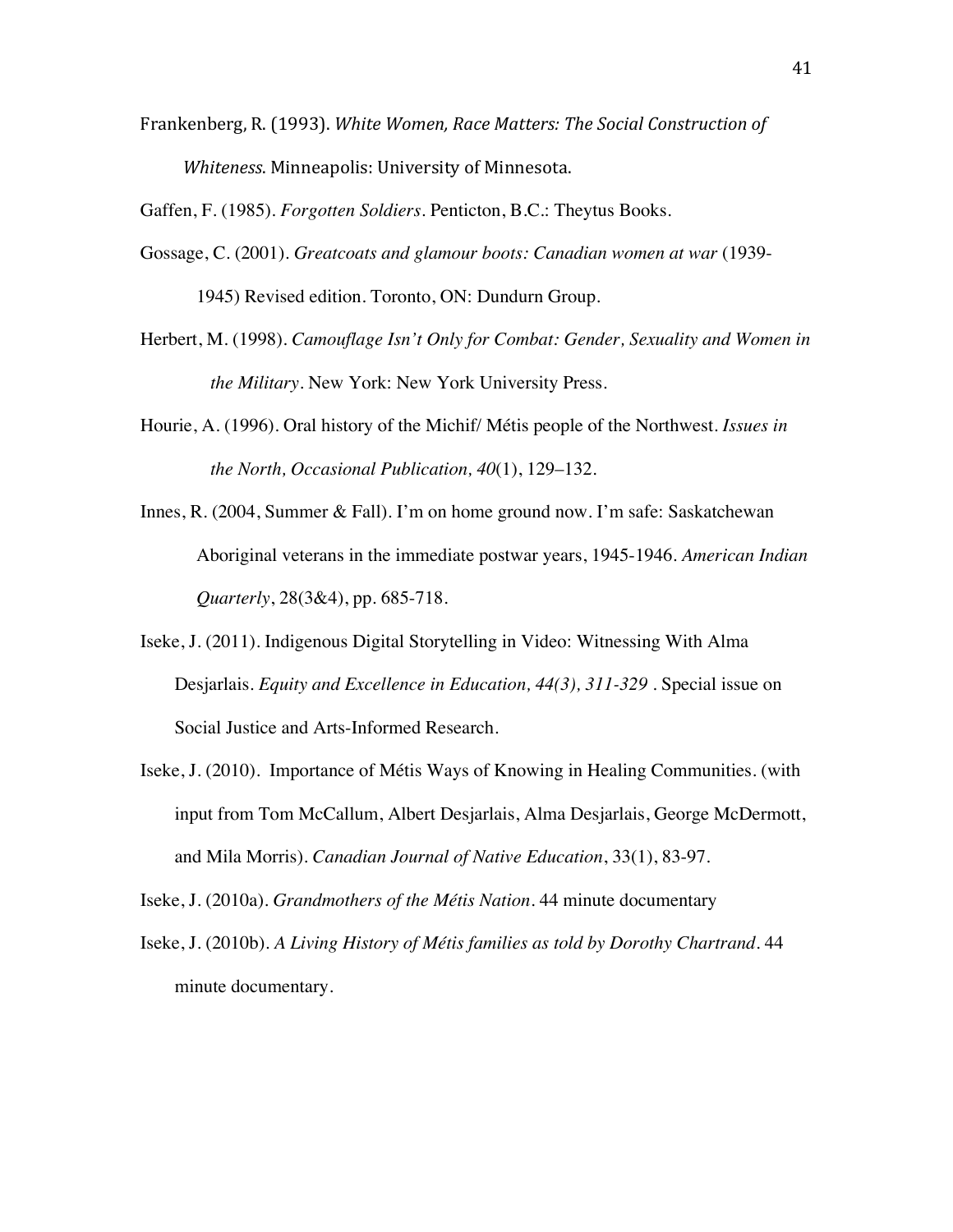Frankenberg, R. (1993). *White Women, Race Matters: The Social Construction of Whiteness*. Minneapolis: University of Minnesota.

Gaffen, F. (1985). *Forgotten Soldiers*. Penticton, B.C.: Theytus Books.

Gossage, C. (2001). *Greatcoats and glamour boots: Canadian women at war* (1939-1945) Revised edition. Toronto, ON: Dundurn Group.

Herbert, M. (1998). *Camouflage Isn't Only for Combat: Gender, Sexuality and Women in the Military*. New York: New York University Press.

Hourie, A. (1996). Oral history of the Michif/ Métis people of the Northwest. *Issues in the North, Occasional Publication, 40*(1), 129–132.

Innes, R. (2004, Summer & Fall). I'm on home ground now. I'm safe: Saskatchewan Aboriginal veterans in the immediate postwar years, 1945-1946. *American Indian Quarterly*, 28(3&4), pp. 685-718.

Iseke, J. (2011). Indigenous Digital Storytelling in Video: Witnessing With Alma Desjarlais. *Equity and Excellence in Education, 44(3), 311-329* . Special issue on Social Justice and Arts-Informed Research.

Iseke, J. (2010). Importance of Métis Ways of Knowing in Healing Communities. (with input from Tom McCallum, Albert Desjarlais, Alma Desjarlais, George McDermott, and Mila Morris). *Canadian Journal of Native Education*, 33(1), 83-97.

Iseke, J. (2010a). *Grandmothers of the Métis Nation*. 44 minute documentary

Iseke, J. (2010b). *A Living History of Métis families as told by Dorothy Chartrand*. 44 minute documentary.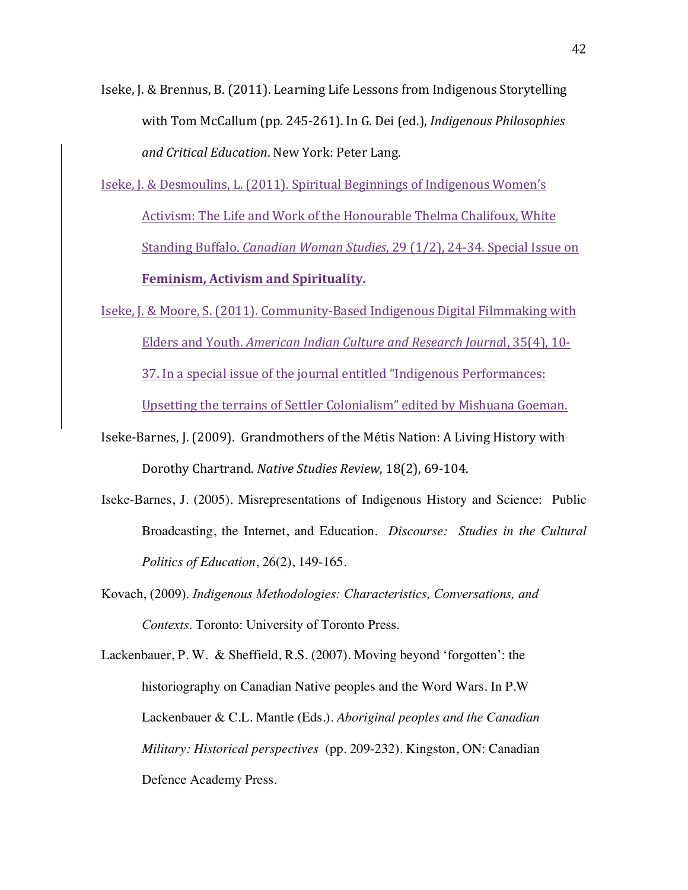Iseke, J. & Brennus, B. (2011). Learning Life Lessons from Indigenous Storytelling with Tom McCallum (pp. 245-261). In G. Dei (ed.), *Indigenous Philosophies and Critical Education*. New York: Peter Lang.

Iseke, J. & Desmoulins, L. (2011). Spiritual Beginnings of Indigenous Women's Activism: The Life and Work of the Honourable Thelma Chalifoux, White Standing Buffalo. *Canadian Woman Studies*, 29 (1/2), 24-34. Special Issue on **Feminism, Activism and Spirituality.**

Iseke, J. & Moore, S. (2011). Community-Based Indigenous Digital Filmmaking with Elders and Youth. *American Indian Culture and Research Journa*l, 35(4), 10-37. In a special issue of the journal entitled "Indigenous Performances: Upsetting the terrains of Settler Colonialism" edited by Mishuana Goeman.

Iseke-Barnes, J. (2009). Grandmothers of the Métis Nation: A Living History with Dorothy Chartrand. *Native Studies Review*, 18(2), 69-104.

Iseke-Barnes, J. (2005). Misrepresentations of Indigenous History and Science: Public Broadcasting, the Internet, and Education. *Discourse: Studies in the Cultural Politics of Education*, 26(2), 149-165.

Kovach, (2009). *Indigenous Methodologies: Characteristics, Conversations, and Contexts*. Toronto: University of Toronto Press.

Lackenbauer, P. W. & Sheffield, R.S. (2007). Moving beyond 'forgotten': the historiography on Canadian Native peoples and the Word Wars. In P.W Lackenbauer & C.L. Mantle (Eds.). *Aboriginal peoples and the Canadian Military: Historical perspectives* (pp. 209-232). Kingston, ON: Canadian Defence Academy Press.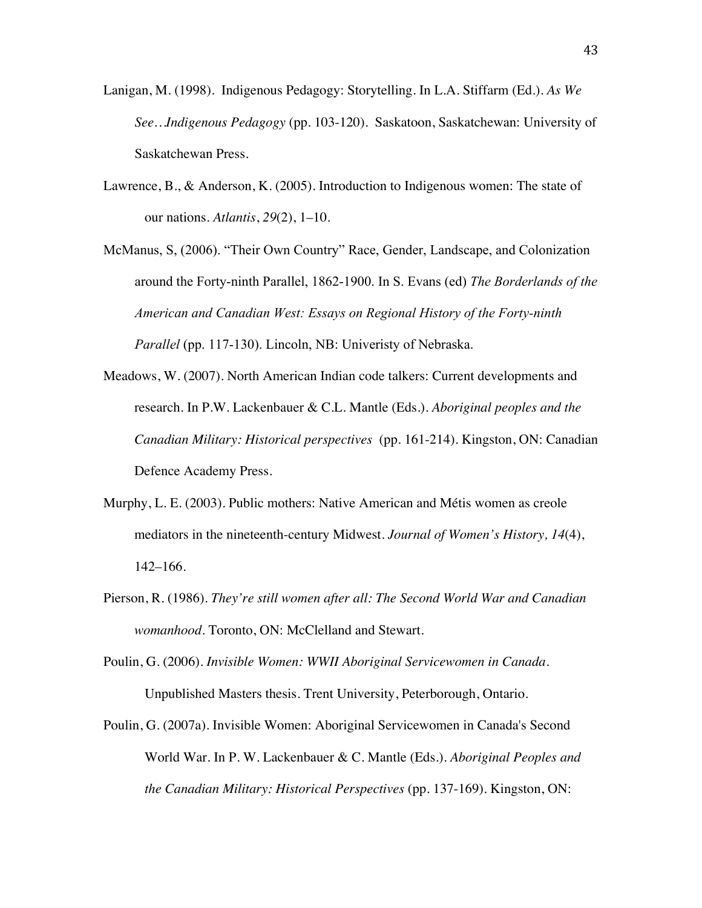Lanigan, M. (1998). Indigenous Pedagogy: Storytelling. In L.A. Stiffarm (Ed.). *As We See…Indigenous Pedagogy* (pp. 103-120). Saskatoon, Saskatchewan: University of Saskatchewan Press.

Lawrence, B., & Anderson, K. (2005). Introduction to Indigenous women: The state of our nations. *Atlantis*, *29*(2), 1–10.

McManus, S, (2006). "Their Own Country" Race, Gender, Landscape, and Colonization around the Forty-ninth Parallel, 1862-1900. In S. Evans (ed) *The Borderlands of the American and Canadian West: Essays on Regional History of the Forty-ninth Parallel* (pp. 117-130). Lincoln, NB: Univeristy of Nebraska.

Meadows, W. (2007). North American Indian code talkers: Current developments and research. In P.W. Lackenbauer & C.L. Mantle (Eds.). *Aboriginal peoples and the Canadian Military: Historical perspectives* (pp. 161-214). Kingston, ON: Canadian Defence Academy Press.

Murphy, L. E. (2003). Public mothers: Native American and Métis women as creole mediators in the nineteenth-century Midwest. *Journal of Women's History, 14*(4), 142–166.

Pierson, R. (1986). *They're still women after all: The Second World War and Canadian womanhood*. Toronto, ON: McClelland and Stewart.

Poulin, G. (2006). *Invisible Women: WWII Aboriginal Servicewomen in Canada*. Unpublished Masters thesis. Trent University, Peterborough, Ontario.

Poulin, G. (2007a). Invisible Women: Aboriginal Servicewomen in Canada's Second World War. In P. W. Lackenbauer & C. Mantle (Eds.). *Aboriginal Peoples and the Canadian Military: Historical Perspectives* (pp. 137-169). Kingston, ON: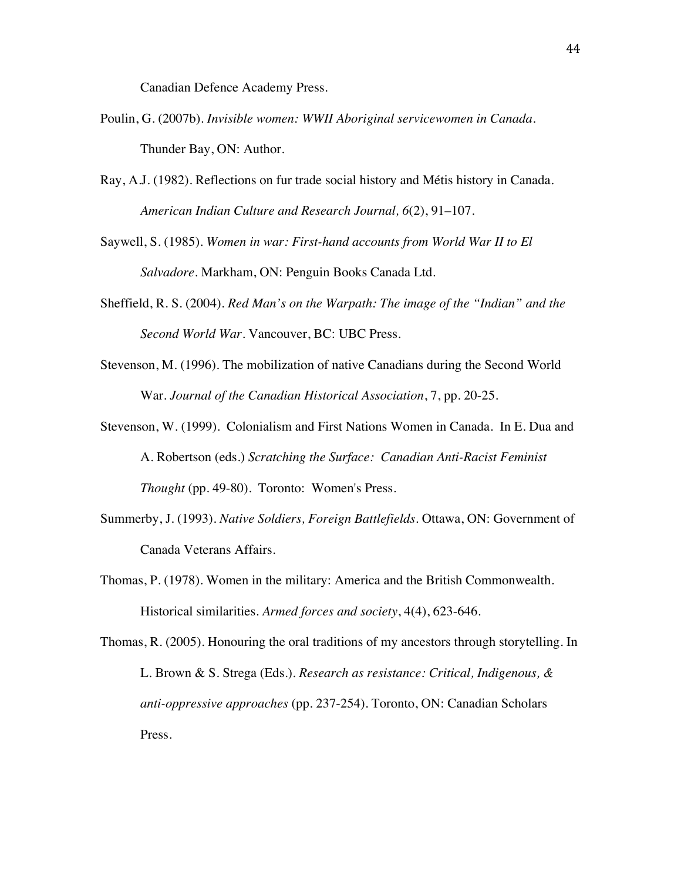Canadian Defence Academy Press.

Poulin, G. (2007b). *Invisible women: WWII Aboriginal servicewomen in Canada*. Thunder Bay, ON: Author.

Ray, A.J. (1982). Reflections on fur trade social history and Métis history in Canada. *American Indian Culture and Research Journal, 6*(2), 91–107.

Saywell, S. (1985). *Women in war: First-hand accounts from World War II to El Salvadore*. Markham, ON: Penguin Books Canada Ltd.

Sheffield, R. S. (2004). *Red Man's on the Warpath: The image of the "Indian" and the Second World War*. Vancouver, BC: UBC Press.

Stevenson, M. (1996). The mobilization of native Canadians during the Second World War. *Journal of the Canadian Historical Association*, 7, pp. 20-25.

Stevenson, W. (1999). Colonialism and First Nations Women in Canada. In E. Dua and A. Robertson (eds.) *Scratching the Surface: Canadian Anti-Racist Feminist Thought* (pp. 49-80). Toronto: Women's Press.

Summerby, J. (1993). *Native Soldiers, Foreign Battlefields*. Ottawa, ON: Government of Canada Veterans Affairs.

Thomas, P. (1978). Women in the military: America and the British Commonwealth. Historical similarities. *Armed forces and society*, 4(4), 623-646.

Thomas, R. (2005). Honouring the oral traditions of my ancestors through storytelling. In L. Brown & S. Strega (Eds.). *Research as resistance: Critical, Indigenous, & anti-oppressive approaches* (pp. 237-254). Toronto, ON: Canadian Scholars Press.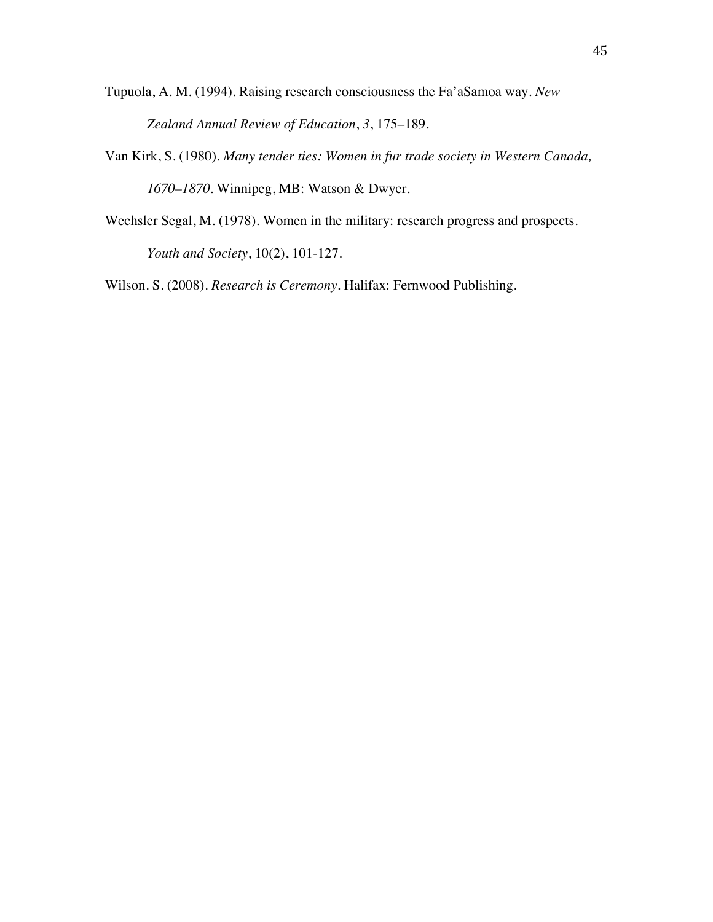Tupuola, A. M. (1994). Raising research consciousness the Fa'aSamoa way. *New Zealand Annual Review of Education*, *3*, 175–189.

Van Kirk, S. (1980). *Many tender ties: Women in fur trade society in Western Canada, 1670–1870*. Winnipeg, MB: Watson & Dwyer.

Wechsler Segal, M. (1978). Women in the military: research progress and prospects. *Youth and Society*, 10(2), 101-127.

Wilson. S. (2008). *Research is Ceremony*. Halifax: Fernwood Publishing.